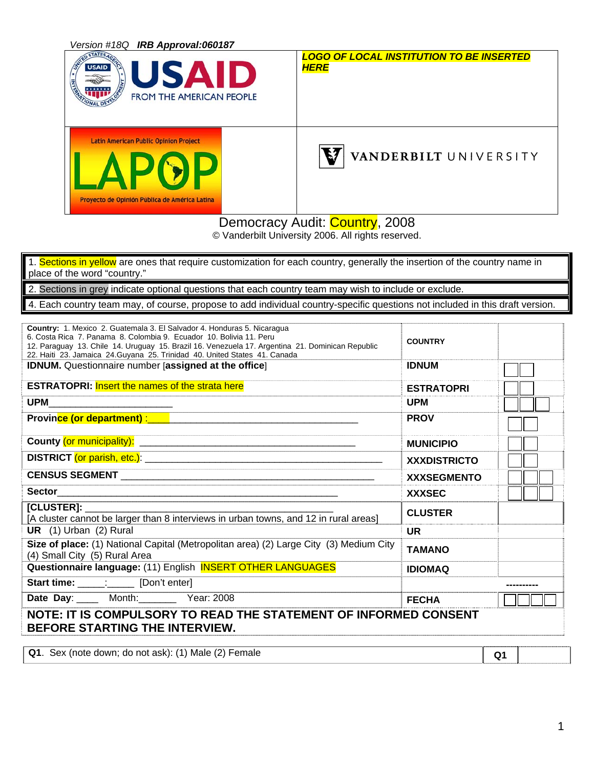*Version #18Q* ***IRB Approval:060187***

| USAID FROM THE AMERICAN PEOPLE | ***LOGO OF LOCAL INSTITUTION TO BE INSERTED HERE*** |
|---|---|
| Latin American Public Opinion Project LAPOP Proyecto de Opinión Pública de América Latina | VANDERBILT UNIVERSITY |

Democracy Audit: Country, 2008

© Vanderbilt University 2006. All rights reserved.

1. Sections in yellow are ones that require customization for each country, generally the insertion of the country name in place of the word "country."

2. Sections in grey indicate optional questions that each country team may wish to include or exclude.

4. Each country team may, of course, propose to add individual country-specific questions not included in this draft version.

| | | |
|---|---|---|
| **Country:** 1. Mexico 2. Guatemala 3. El Salvador 4. Honduras 5. Nicaragua 6. Costa Rica 7. Panama 8. Colombia 9. Ecuador 10. Bolivia 11. Peru 12. Paraguay 13. Chile 14. Uruguay 15. Brazil 16. Venezuela 17. Argentina 21. Dominican Republic 22. Haiti 23. Jamaica 24.Guyana 25. Trinidad 40. United States 41. Canada | **COUNTRY** | |
| **IDNUM.** Questionnaire number [**assigned at the office**] | **IDNUM** | ☐☐ |
| **ESTRATOPRI:** Insert the names of the strata here | **ESTRATOPRI** | ☐☐ |
| **UPM**_______________________ | **UPM** | ☐☐☐ |
| **Province (or department)** :_____________________________________________ | **PROV** | ☐☐ |
| **County** (or municipality): _______________________________________ | **MUNICIPIO** | ☐☐ |
| **DISTRICT** (or parish, etc.): _____________________________________________ | **XXXDISTRICTO** | ☐☐ |
| **CENSUS SEGMENT** ______________________________________________ | **XXXSEGMENTO** | ☐☐☐ |
| **Sector**___________________________________________________ | **XXXSEC** | ☐☐☐ |
| **[CLUSTER]:** _______________________________________________ [A cluster cannot be larger than 8 interviews in urban towns, and 12 in rural areas] | **CLUSTER** | |
| **UR** (1) Urban (2) Rural | **UR** | |
| **Size of place:** (1) National Capital (Metropolitan area) (2) Large City (3) Medium City (4) Small City (5) Rural Area | **TAMANO** | |
| **Questionnaire language:** (11) English INSERT OTHER LANGUAGES | **IDIOMAQ** | |
| **Start time:** _____:_____ [Don't enter] | | ---------- |
| **Date Day**: ____ Month:_______ Year: 2008 | **FECHA** | ☐☐☐☐ |

**NOTE: IT IS COMPULSORY TO READ THE STATEMENT OF INFORMED CONSENT BEFORE STARTING THE INTERVIEW.**

| | | |
|---|---|---|
| **Q1**. Sex (note down; do not ask): (1) Male (2) Female | **Q1** | |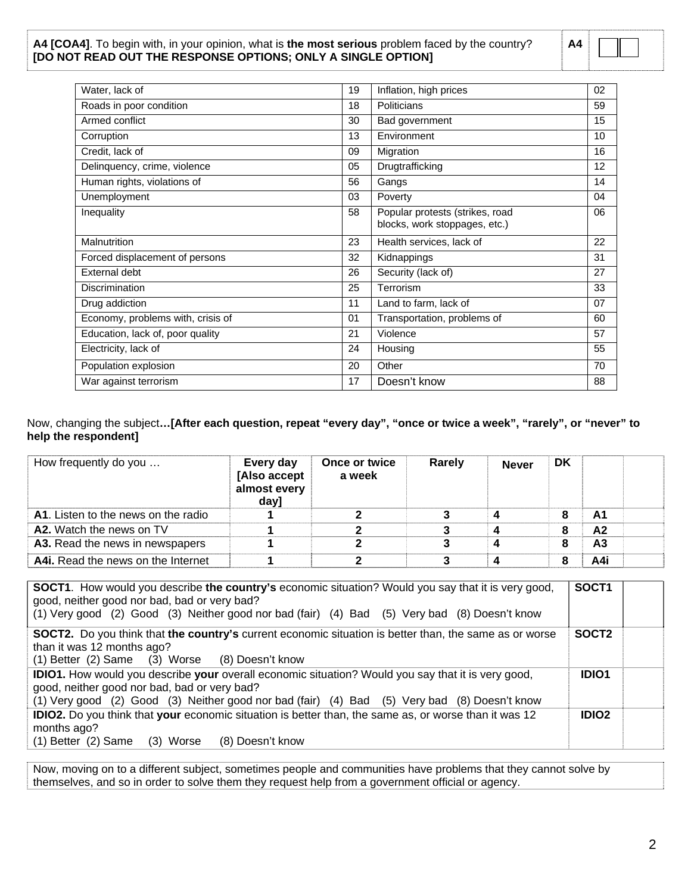**A4 [COA4]**. To begin with, in your opinion, what is **the most serious** problem faced by the country? **[DO NOT READ OUT THE RESPONSE OPTIONS; ONLY A SINGLE OPTION]** | **A4** |

| | | | |
|---|---|---|---|
| Water, lack of | 19 | Inflation, high prices | 02 |
| Roads in poor condition | 18 | Politicians | 59 |
| Armed conflict | 30 | Bad government | 15 |
| Corruption | 13 | Environment | 10 |
| Credit, lack of | 09 | Migration | 16 |
| Delinquency, crime, violence | 05 | Drugtrafficking | 12 |
| Human rights, violations of | 56 | Gangs | 14 |
| Unemployment | 03 | Poverty | 04 |
| Inequality | 58 | Popular protests (strikes, road blocks, work stoppages, etc.) | 06 |
| Malnutrition | 23 | Health services, lack of | 22 |
| Forced displacement of persons | 32 | Kidnappings | 31 |
| External debt | 26 | Security (lack of) | 27 |
| Discrimination | 25 | Terrorism | 33 |
| Drug addiction | 11 | Land to farm, lack of | 07 |
| Economy, problems with, crisis of | 01 | Transportation, problems of | 60 |
| Education, lack of, poor quality | 21 | Violence | 57 |
| Electricity, lack of | 24 | Housing | 55 |
| Population explosion | 20 | Other | 70 |
| War against terrorism | 17 | Doesn't know | 88 |

Now, changing the subject**…[After each question, repeat "every day", "once or twice a week", "rarely", or "never" to help the respondent]**

| How frequently do you … | **Every day [Also accept almost every day]** | **Once or twice a week** | **Rarely** | **Never** | **DK** | | |
|---|---|---|---|---|---|---|---|
| **A1**. Listen to the news on the radio | **1** | **2** | **3** | **4** | **8** | **A1** | |
| **A2.** Watch the news on TV | **1** | **2** | **3** | **4** | **8** | **A2** | |
| **A3.** Read the news in newspapers | **1** | **2** | **3** | **4** | **8** | **A3** | |
| **A4i.** Read the news on the Internet | **1** | **2** | **3** | **4** | **8** | **A4i** | |

| | | |
|---|---|---|
| **SOCT1**. How would you describe **the country's** economic situation? Would you say that it is very good, good, neither good nor bad, bad or very bad? (1) Very good (2) Good (3) Neither good nor bad (fair) (4) Bad (5) Very bad (8) Doesn't know | **SOCT1** | |
| **SOCT2.** Do you think that **the country's** current economic situation is better than, the same as or worse than it was 12 months ago? (1) Better (2) Same (3) Worse (8) Doesn't know | **SOCT2** | |
| **IDIO1.** How would you describe **your** overall economic situation? Would you say that it is very good, good, neither good nor bad, bad or very bad? (1) Very good (2) Good (3) Neither good nor bad (fair) (4) Bad (5) Very bad (8) Doesn't know | **IDIO1** | |
| **IDIO2.** Do you think that **your** economic situation is better than, the same as, or worse than it was 12 months ago? (1) Better (2) Same (3) Worse (8) Doesn't know | **IDIO2** | |

Now, moving on to a different subject, sometimes people and communities have problems that they cannot solve by themselves, and so in order to solve them they request help from a government official or agency.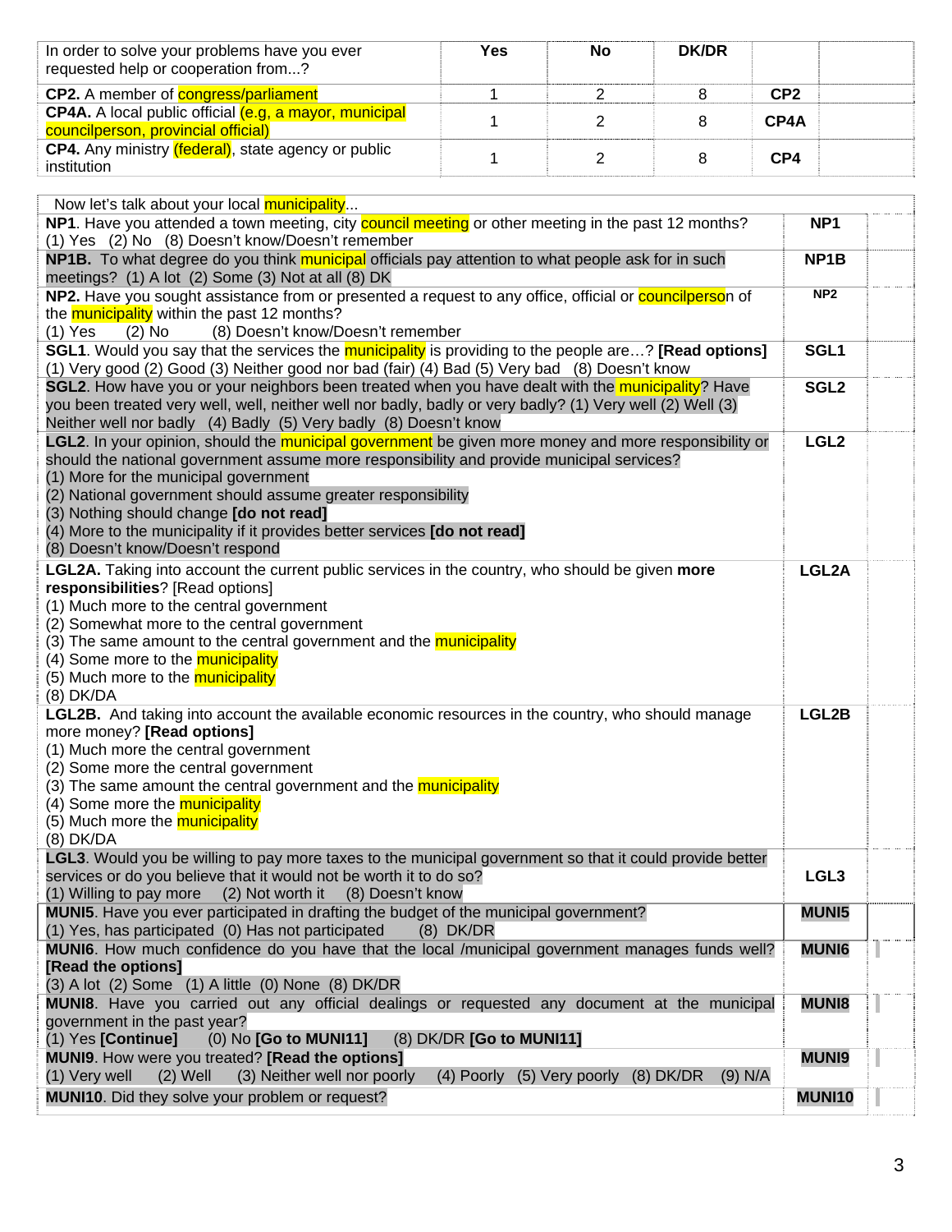| In order to solve your problems have you ever requested help or cooperation from...? | Yes | No | DK/DR | | |
|---|---|---|---|---|---|
| **CP2.** A member of congress/parliament | 1 | 2 | 8 | **CP2** | |
| **CP4A.** A local public official (e.g, a mayor, municipal councilperson, provincial official) | 1 | 2 | 8 | **CP4A** | |
| **CP4.** Any ministry (federal), state agency or public institution | 1 | 2 | 8 | **CP4** | |

| Now let's talk about your local municipality... | | |
|---|---|---|
| **NP1**. Have you attended a town meeting, city council meeting or other meeting in the past 12 months?<br>(1) Yes (2) No (8) Doesn't know/Doesn't remember | **NP1** | |
| **NP1B.** To what degree do you think municipal officials pay attention to what people ask for in such meetings? (1) A lot (2) Some (3) Not at all (8) DK | **NP1B** | |
| **NP2.** Have you sought assistance from or presented a request to any office, official or councilperson of the municipality within the past 12 months?<br>(1) Yes (2) No (8) Doesn't know/Doesn't remember | **NP2** | |
| **SGL1**. Would you say that the services the municipality is providing to the people are…? **[Read options]**<br>(1) Very good (2) Good (3) Neither good nor bad (fair) (4) Bad (5) Very bad (8) Doesn't know | **SGL1** | |
| **SGL2**. How have you or your neighbors been treated when you have dealt with the municipality? Have you been treated very well, well, neither well nor badly, badly or very badly? (1) Very well (2) Well (3) Neither well nor badly (4) Badly (5) Very badly (8) Doesn't know | **SGL2** | |
| **LGL2**. In your opinion, should the municipal government be given more money and more responsibility or should the national government assume more responsibility and provide municipal services?<br>(1) More for the municipal government<br>(2) National government should assume greater responsibility<br>(3) Nothing should change **[do not read]**<br>(4) More to the municipality if it provides better services **[do not read]**<br>(8) Doesn't know/Doesn't respond | **LGL2** | |
| **LGL2A.** Taking into account the current public services in the country, who should be given **more responsibilities**? [Read options]<br>(1) Much more to the central government<br>(2) Somewhat more to the central government<br>(3) The same amount to the central government and the municipality<br>(4) Some more to the municipality<br>(5) Much more to the municipality<br>(8) DK/DA | **LGL2A** | |
| **LGL2B.** And taking into account the available economic resources in the country, who should manage more money? **[Read options]**<br>(1) Much more the central government<br>(2) Some more the central government<br>(3) The same amount the central government and the municipality<br>(4) Some more the municipality<br>(5) Much more the municipality<br>(8) DK/DA | **LGL2B** | |
| **LGL3**. Would you be willing to pay more taxes to the municipal government so that it could provide better services or do you believe that it would not be worth it to do so?<br>(1) Willing to pay more (2) Not worth it (8) Doesn't know | **LGL3** | |
| **MUNI5**. Have you ever participated in drafting the budget of the municipal government?<br>(1) Yes, has participated (0) Has not participated (8) DK/DR | **MUNI5** | |
| **MUNI6**. How much confidence do you have that the local /municipal government manages funds well? **[Read the options]**<br>(3) A lot (2) Some (1) A little (0) None (8) DK/DR | **MUNI6** | |
| **MUNI8**. Have you carried out any official dealings or requested any document at the municipal government in the past year?<br>(1) Yes **[Continue]** (0) No **[Go to MUNI11]** (8) DK/DR **[Go to MUNI11]** | **MUNI8** | |
| **MUNI9**. How were you treated? **[Read the options]**<br>(1) Very well (2) Well (3) Neither well nor poorly (4) Poorly (5) Very poorly (8) DK/DR (9) N/A | **MUNI9** | |
| **MUNI10**. Did they solve your problem or request? | **MUNI10** | |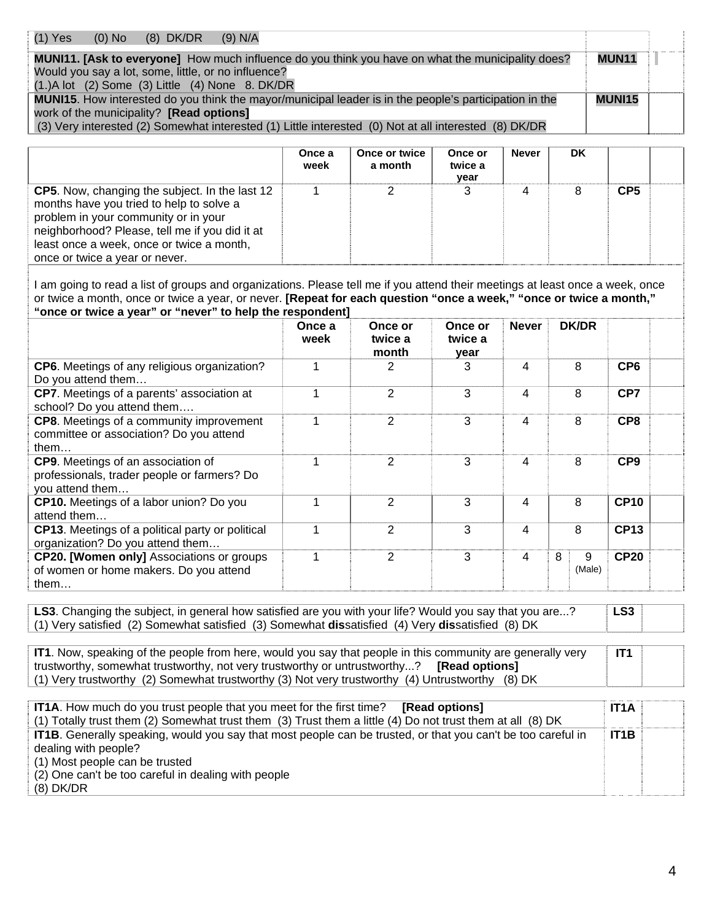| | | |
|---|---|---|
| (1) Yes (0) No (8) DK/DR (9) N/A | | |
| **MUNI11. [Ask to everyone]** How much influence do you think you have on what the municipality does? Would you say a lot, some, little, or no influence?<br>(1.)A lot (2) Some (3) Little (4) None 8. DK/DR | **MUN11** | |
| **MUNI15**. How interested do you think the mayor/municipal leader is in the people's participation in the work of the municipality? **[Read options]**<br>(3) Very interested (2) Somewhat interested (1) Little interested (0) Not at all interested (8) DK/DR | **MUNI15** | |

| | Once a week | Once or twice a month | Once or twice a year | Never | DK | | |
|---|---|---|---|---|---|---|---|
| **CP5**. Now, changing the subject. In the last 12 months have you tried to help to solve a problem in your community or in your neighborhood? Please, tell me if you did it at least once a week, once or twice a month, once or twice a year or never. | 1 | 2 | 3 | 4 | 8 | **CP5** | |

I am going to read a list of groups and organizations. Please tell me if you attend their meetings at least once a week, once or twice a month, once or twice a year, or never. **[Repeat for each question "once a week," "once or twice a month," "once or twice a year" or "never" to help the respondent]**

| | Once a week | Once or twice a month | Once or twice a year | Never | DK/DR | | | |
|---|---|---|---|---|---|---|---|---|
| **CP6**. Meetings of any religious organization? Do you attend them… | 1 | 2 | 3 | 4 | 8 | | **CP6** | |
| **CP7**. Meetings of a parents' association at school? Do you attend them…. | 1 | 2 | 3 | 4 | 8 | | **CP7** | |
| **CP8**. Meetings of a community improvement committee or association? Do you attend them… | 1 | 2 | 3 | 4 | 8 | | **CP8** | |
| **CP9**. Meetings of an association of professionals, trader people or farmers? Do you attend them… | 1 | 2 | 3 | 4 | 8 | | **CP9** | |
| **CP10.** Meetings of a labor union? Do you attend them… | 1 | 2 | 3 | 4 | 8 | | **CP10** | |
| **CP13**. Meetings of a political party or political organization? Do you attend them… | 1 | 2 | 3 | 4 | 8 | | **CP13** | |
| **CP20. [Women only]** Associations or groups of women or home makers. Do you attend them… | 1 | 2 | 3 | 4 | 8 | 9 (Male) | **CP20** | |

| | | |
|---|---|---|
| **LS3**. Changing the subject, in general how satisfied are you with your life? Would you say that you are...?<br>(1) Very satisfied (2) Somewhat satisfied (3) Somewhat **dis**satisfied (4) Very **dis**satisfied (8) DK | **LS3** | |

| | | |
|---|---|---|
| **IT1**. Now, speaking of the people from here, would you say that people in this community are generally very trustworthy, somewhat trustworthy, not very trustworthy or untrustworthy...? **[Read options]**<br>(1) Very trustworthy (2) Somewhat trustworthy (3) Not very trustworthy (4) Untrustworthy (8) DK | **IT1** | |

| | | |
|---|---|---|
| **IT1A**. How much do you trust people that you meet for the first time? **[Read options]**<br>(1) Totally trust them (2) Somewhat trust them (3) Trust them a little (4) Do not trust them at all (8) DK | **IT1A** | |
| **IT1B**. Generally speaking, would you say that most people can be trusted, or that you can't be too careful in dealing with people?<br>(1) Most people can be trusted<br>(2) One can't be too careful in dealing with people<br>(8) DK/DR | **IT1B** | |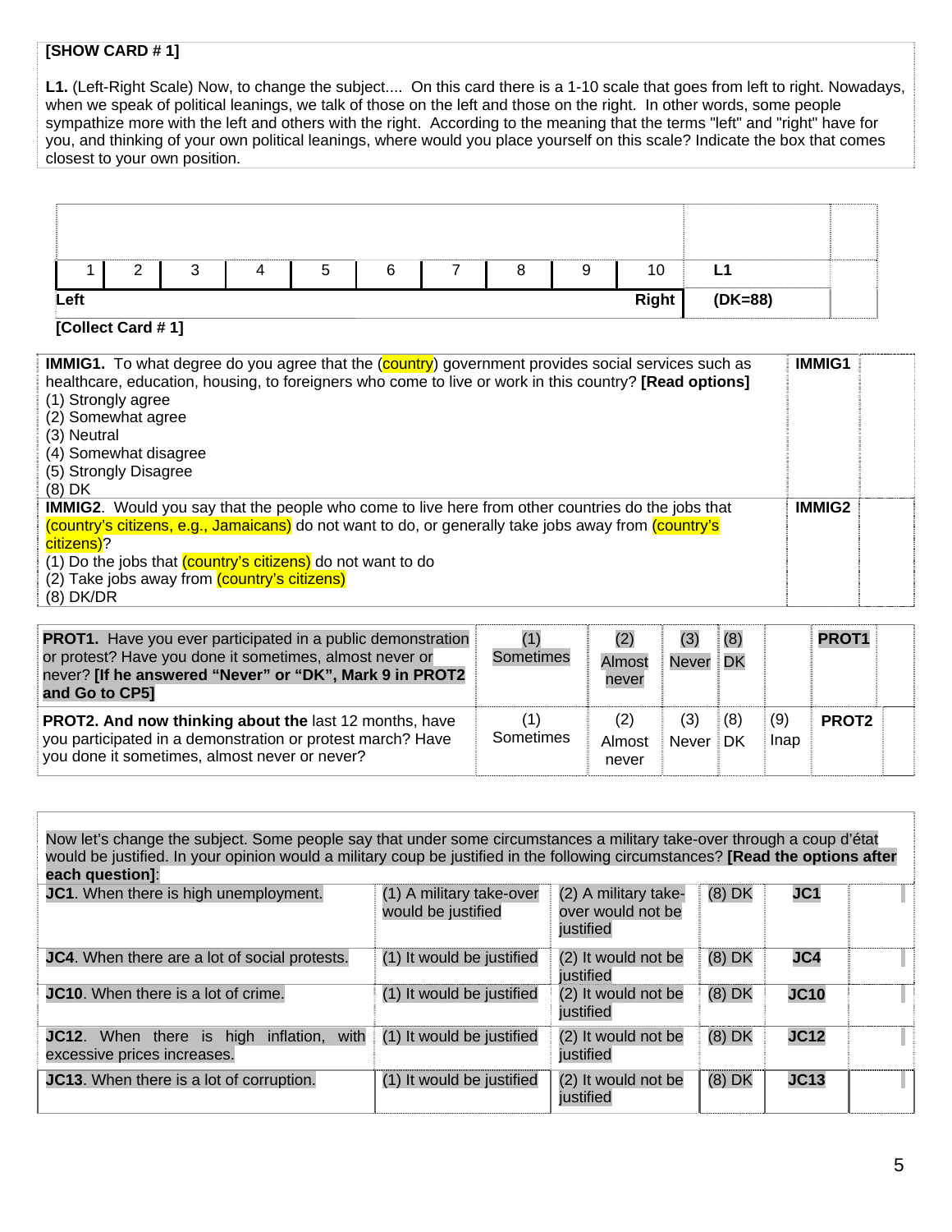**[SHOW CARD # 1]**

**L1.** (Left-Right Scale) Now, to change the subject.... On this card there is a 1-10 scale that goes from left to right. Nowadays, when we speak of political leanings, we talk of those on the left and those on the right. In other words, some people sympathize more with the left and others with the right. According to the meaning that the terms "left" and "right" have for you, and thinking of your own political leanings, where would you place yourself on this scale? Indicate the box that comes closest to your own position.

| 1 | 2 | 3 | 4 | 5 | 6 | 7 | 8 | 9 | 10 | **L1** | |
|---|---|---|---|---|---|---|---|---|---|---|---|
| **Left** | | | | | | | | | **Right** | **(DK=88)** | |

**[Collect Card # 1]**

| | | |
|---|---|---|
| **IMMIG1.** To what degree do you agree that the (country) government provides social services such as healthcare, education, housing, to foreigners who come to live or work in this country? **[Read options]**<br>(1) Strongly agree<br>(2) Somewhat agree<br>(3) Neutral<br>(4) Somewhat disagree<br>(5) Strongly Disagree<br>(8) DK | **IMMIG1** | |
| **IMMIG2.** Would you say that the people who come to live here from other countries do the jobs that (country's citizens, e.g., Jamaicans) do not want to do, or generally take jobs away from (country's citizens)?<br>(1) Do the jobs that (country's citizens) do not want to do<br>(2) Take jobs away from (country's citizens)<br>(8) DK/DR | **IMMIG2** | |

| | | | | | | | |
|---|---|---|---|---|---|---|---|
| **PROT1.** Have you ever participated in a public demonstration or protest? Have you done it sometimes, almost never or never? **[If he answered "Never" or "DK", Mark 9 in PROT2 and Go to CP5]** | (1) Sometimes | (2) Almost never | (3) Never | (8) DK | | **PROT1** | |
| **PROT2. And now thinking about the** last 12 months, have you participated in a demonstration or protest march? Have you done it sometimes, almost never or never? | (1) Sometimes | (2) Almost never | (3) Never | (8) DK | (9) Inap | **PROT2** | |

Now let's change the subject. Some people say that under some circumstances a military take-over through a coup d'état would be justified. In your opinion would a military coup be justified in the following circumstances? **[Read the options after each question]**:

| | | | | | |
|---|---|---|---|---|---|
| **JC1**. When there is high unemployment. | (1) A military take-over would be justified | (2) A military take-over would not be justified | (8) DK | **JC1** | |
| **JC4**. When there are a lot of social protests. | (1) It would be justified | (2) It would not be justified | (8) DK | **JC4** | |
| **JC10**. When there is a lot of crime. | (1) It would be justified | (2) It would not be justified | (8) DK | **JC10** | |
| **JC12**. When there is high inflation, with excessive prices increases. | (1) It would be justified | (2) It would not be justified | (8) DK | **JC12** | |
| **JC13**. When there is a lot of corruption. | (1) It would be justified | (2) It would not be justified | (8) DK | **JC13** | |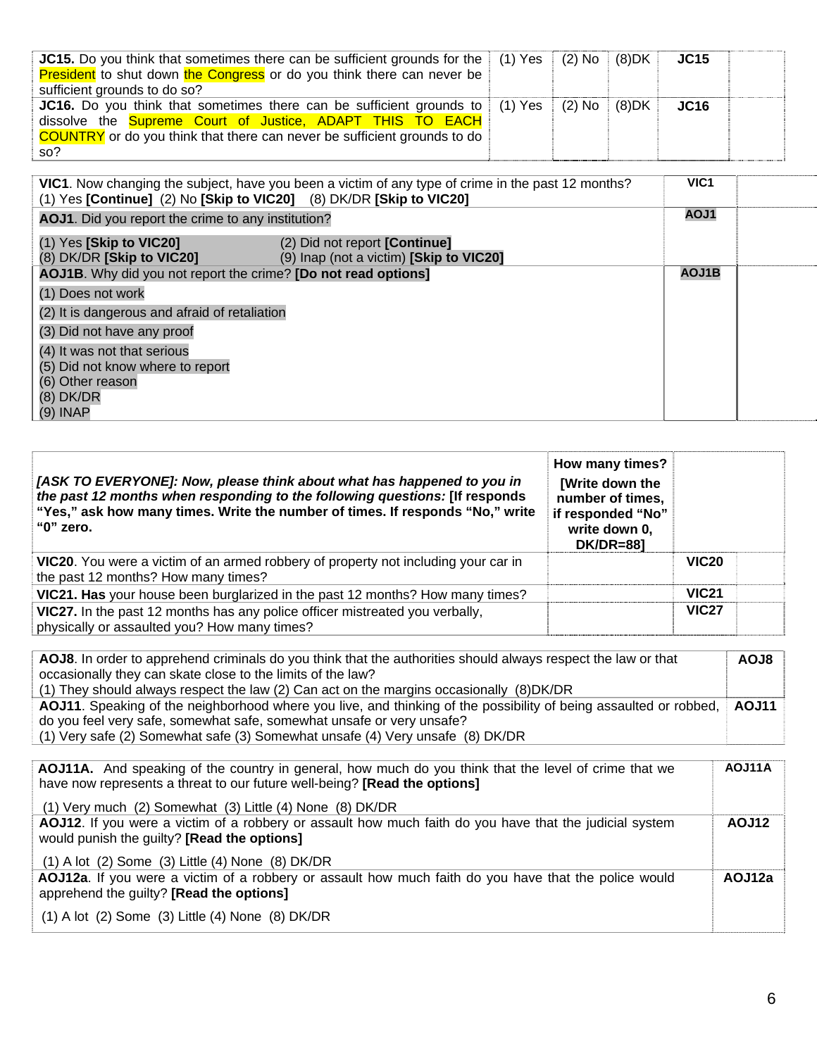| | | | | | |
|---|---|---|---|---|---|
| **JC15.** Do you think that sometimes there can be sufficient grounds for the President to shut down the Congress or do you think there can never be sufficient grounds to do so? | (1) Yes | (2) No | (8)DK | **JC15** | |
| **JC16.** Do you think that sometimes there can be sufficient grounds to dissolve the Supreme Court of Justice, ADAPT THIS TO EACH COUNTRY or do you think that there can never be sufficient grounds to do so? | (1) Yes | (2) No | (8)DK | **JC16** | |

| | | |
|---|---|---|
| **VIC1**. Now changing the subject, have you been a victim of any type of crime in the past 12 months?<br>(1) Yes **[Continue]** (2) No **[Skip to VIC20]** (8) DK/DR **[Skip to VIC20]** | **VIC1** | |
| **AOJ1**. Did you report the crime to any institution?<br><br>(1) Yes **[Skip to VIC20]** (2) Did not report **[Continue]**<br>(8) DK/DR **[Skip to VIC20]** (9) Inap (not a victim) **[Skip to VIC20]** | **AOJ1** | |
| **AOJ1B**. Why did you not report the crime? **[Do not read options]**<br>(1) Does not work<br>(2) It is dangerous and afraid of retaliation<br>(3) Did not have any proof<br>(4) It was not that serious<br>(5) Did not know where to report<br>(6) Other reason<br>(8) DK/DR<br>(9) INAP | **AOJ1B** | |

| ***[ASK TO EVERYONE]: Now, please think about what has happened to you in the past 12 months when responding to the following questions:*** **[If responds "Yes," ask how many times. Write the number of times. If responds "No," write "0" zero.** | **How many times? [Write down the number of times, if responded "No" write down 0, DK/DR=88]** | | |
|---|---|---|---|
| **VIC20**. You were a victim of an armed robbery of property not including your car in the past 12 months? How many times? | | **VIC20** | |
| **VIC21. Has** your house been burglarized in the past 12 months? How many times? | | **VIC21** | |
| **VIC27.** In the past 12 months has any police officer mistreated you verbally, physically or assaulted you? How many times? | | **VIC27** | |

| | |
|---|---|
| **AOJ8**. In order to apprehend criminals do you think that the authorities should always respect the law or that occasionally they can skate close to the limits of the law?<br>(1) They should always respect the law (2) Can act on the margins occasionally (8)DK/DR | **AOJ8** |
| **AOJ11**. Speaking of the neighborhood where you live, and thinking of the possibility of being assaulted or robbed, do you feel very safe, somewhat safe, somewhat unsafe or very unsafe?<br>(1) Very safe (2) Somewhat safe (3) Somewhat unsafe (4) Very unsafe (8) DK/DR | **AOJ11** |

| | |
|---|---|
| **AOJ11A.** And speaking of the country in general, how much do you think that the level of crime that we have now represents a threat to our future well-being? **[Read the options]**<br><br>(1) Very much (2) Somewhat (3) Little (4) None (8) DK/DR | **AOJ11A** |
| **AOJ12**. If you were a victim of a robbery or assault how much faith do you have that the judicial system would punish the guilty? **[Read the options]**<br><br>(1) A lot (2) Some (3) Little (4) None (8) DK/DR | **AOJ12** |
| **AOJ12a**. If you were a victim of a robbery or assault how much faith do you have that the police would apprehend the guilty? **[Read the options]**<br><br>(1) A lot (2) Some (3) Little (4) None (8) DK/DR | **AOJ12a** |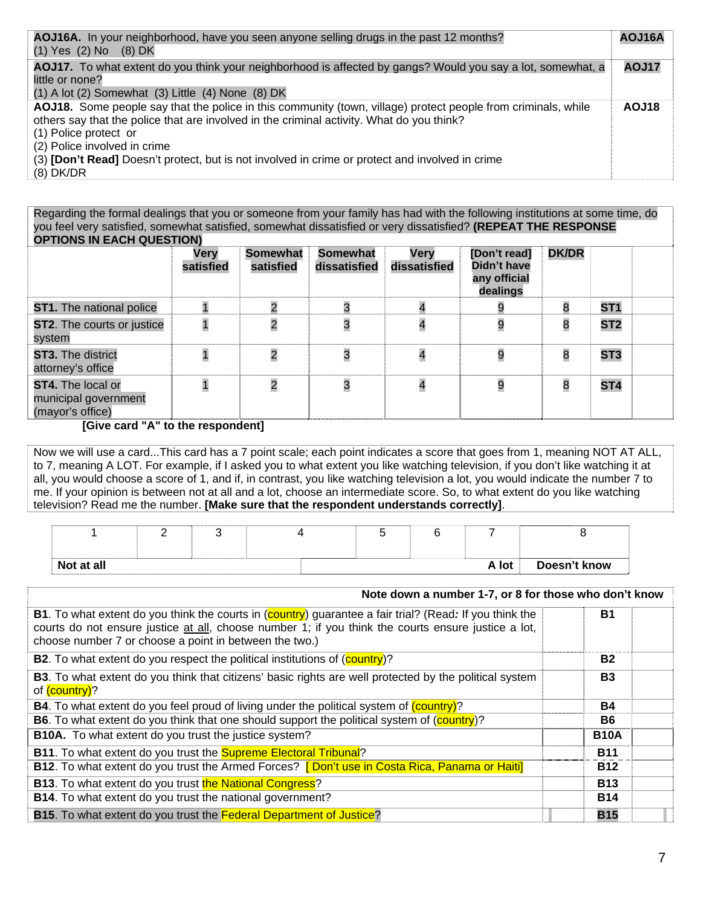| | |
|---|---|
| **AOJ16A.** In your neighborhood, have you seen anyone selling drugs in the past 12 months?<br>(1) Yes (2) No (8) DK | **AOJ16A** |
| **AOJ17.** To what extent do you think your neighborhood is affected by gangs? Would you say a lot, somewhat, a little or none?<br>(1) A lot (2) Somewhat (3) Little (4) None (8) DK | **AOJ17** |
| **AOJ18.** Some people say that the police in this community (town, village) protect people from criminals, while others say that the police that are involved in the criminal activity. What do you think?<br>(1) Police protect or<br>(2) Police involved in crime<br>(3) **[Don't Read]** Doesn't protect, but is not involved in crime or protect and involved in crime<br>(8) DK/DR | **AOJ18** |

Regarding the formal dealings that you or someone from your family has had with the following institutions at some time, do you feel very satisfied, somewhat satisfied, somewhat dissatisfied or very dissatisfied? **(REPEAT THE RESPONSE OPTIONS IN EACH QUESTION)**

| | Very satisfied | Somewhat satisfied | Somewhat dissatisfied | Very dissatisfied | [Don't read] Didn't have any official dealings | DK/DR | | |
|---|---|---|---|---|---|---|---|---|
| **ST1.** The national police | 1 | 2 | 3 | 4 | 9 | 8 | **ST1** | |
| **ST2**. The courts or justice system | 1 | 2 | 3 | 4 | 9 | 8 | **ST2** | |
| **ST3.** The district attorney's office | 1 | 2 | 3 | 4 | 9 | 8 | **ST3** | |
| **ST4.** The local or municipal government (mayor's office) | 1 | 2 | 3 | 4 | 9 | 8 | **ST4** | |

**[Give card "A" to the respondent]**

Now we will use a card...This card has a 7 point scale; each point indicates a score that goes from 1, meaning NOT AT ALL, to 7, meaning A LOT. For example, if I asked you to what extent you like watching television, if you don't like watching it at all, you would choose a score of 1, and if, in contrast, you like watching television a lot, you would indicate the number 7 to me. If your opinion is between not at all and a lot, choose an intermediate score. So, to what extent do you like watching television? Read me the number. **[Make sure that the respondent understands correctly]**.

| 1 | 2 | 3 | 4 | 5 | 6 | 7 | 8 |
|---|---|---|---|---|---|---|---|
| **Not at all** | | | | | | **A lot** | **Doesn't know** |

| **Note down a number 1-7, or 8 for those who don't know** | | | |
|---|---|---|---|
| **B1**. To what extent do you think the courts in (country) guarantee a fair trial? (Read*:* If you think the courts do not ensure justice at all, choose number 1; if you think the courts ensure justice a lot, choose number 7 or choose a point in between the two.) | | **B1** | |
| **B2**. To what extent do you respect the political institutions of (country)? | | **B2** | |
| **B3**. To what extent do you think that citizens' basic rights are well protected by the political system of (country)? | | **B3** | |
| **B4**. To what extent do you feel proud of living under the political system of (country)? | | **B4** | |
| **B6**. To what extent do you think that one should support the political system of (country)? | | **B6** | |
| **B10A.** To what extent do you trust the justice system? | | **B10A** | |
| **B11**. To what extent do you trust the Supreme Electoral Tribunal? | | **B11** | |
| **B12**. To what extent do you trust the Armed Forces? [ Don't use in Costa Rica, Panama or Haiti] | | **B12** | |
| **B13**. To what extent do you trust the National Congress? | | **B13** | |
| **B14**. To what extent do you trust the national government? | | **B14** | |
| **B15**. To what extent do you trust the Federal Department of Justice? | | **B15** | |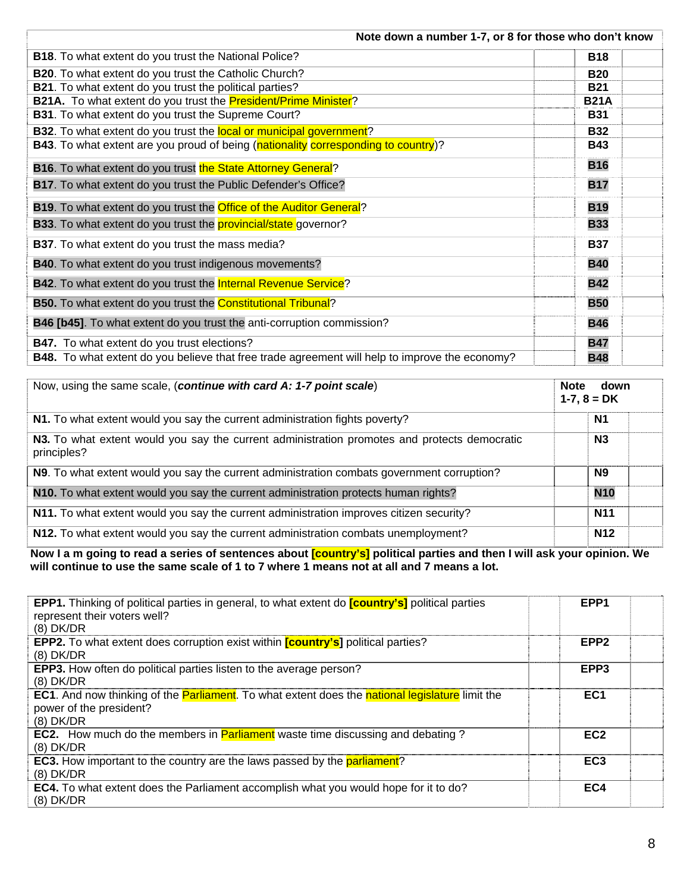| **Note down a number 1-7, or 8 for those who don't know** | | | |
|---|---|---|---|
| **B18**. To what extent do you trust the National Police? | | **B18** | |
| **B20**. To what extent do you trust the Catholic Church? | | **B20** | |
| **B21**. To what extent do you trust the political parties? | | **B21** | |
| **B21A.** To what extent do you trust the President/Prime Minister? | | **B21A** | |
| **B31**. To what extent do you trust the Supreme Court? | | **B31** | |
| **B32**. To what extent do you trust the local or municipal government? | | **B32** | |
| **B43**. To what extent are you proud of being (nationality corresponding to country)? | | **B43** | |
| **B16**. To what extent do you trust the State Attorney General? | | **B16** | |
| **B17**. To what extent do you trust the Public Defender's Office? | | **B17** | |
| **B19**. To what extent do you trust the Office of the Auditor General? | | **B19** | |
| **B33**. To what extent do you trust the provincial/state governor? | | **B33** | |
| **B37**. To what extent do you trust the mass media? | | **B37** | |
| **B40**. To what extent do you trust indigenous movements? | | **B40** | |
| **B42**. To what extent do you trust the Internal Revenue Service? | | **B42** | |
| **B50.** To what extent do you trust the Constitutional Tribunal? | | **B50** | |
| **B46 [b45]**. To what extent do you trust the anti-corruption commission? | | **B46** | |
| **B47.** To what extent do you trust elections? | | **B47** | |
| **B48.** To what extent do you believe that free trade agreement will help to improve the economy? | | **B48** | |

| Now, using the same scale, (***continue with card A: 1-7 point scale***) | **Note down 1-7, 8 = DK** | |
|---|---|---|
| **N1.** To what extent would you say the current administration fights poverty? | **N1** | |
| **N3.** To what extent would you say the current administration promotes and protects democratic principles? | **N3** | |
| **N9**. To what extent would you say the current administration combats government corruption? | **N9** | |
| **N10.** To what extent would you say the current administration protects human rights? | **N10** | |
| **N11.** To what extent would you say the current administration improves citizen security? | **N11** | |
| **N12.** To what extent would you say the current administration combats unemployment? | **N12** | |

**Now I a m going to read a series of sentences about [country's] political parties and then I will ask your opinion. We will continue to use the same scale of 1 to 7 where 1 means not at all and 7 means a lot.**

| | | | |
|---|---|---|---|
| **EPP1.** Thinking of political parties in general, to what extent do **[country's]** political parties represent their voters well?<br>(8) DK/DR | | **EPP1** | |
| **EPP2.** To what extent does corruption exist within **[country's]** political parties?<br>(8) DK/DR | | **EPP2** | |
| **EPP3.** How often do political parties listen to the average person?<br>(8) DK/DR | | **EPP3** | |
| **EC1**. And now thinking of the Parliament. To what extent does the national legislature limit the power of the president?<br>(8) DK/DR | | **EC1** | |
| **EC2.** How much do the members in Parliament waste time discussing and debating ?<br>(8) DK/DR | | **EC2** | |
| **EC3.** How important to the country are the laws passed by the parliament?<br>(8) DK/DR | | **EC3** | |
| **EC4.** To what extent does the Parliament accomplish what you would hope for it to do?<br>(8) DK/DR | | **EC4** | |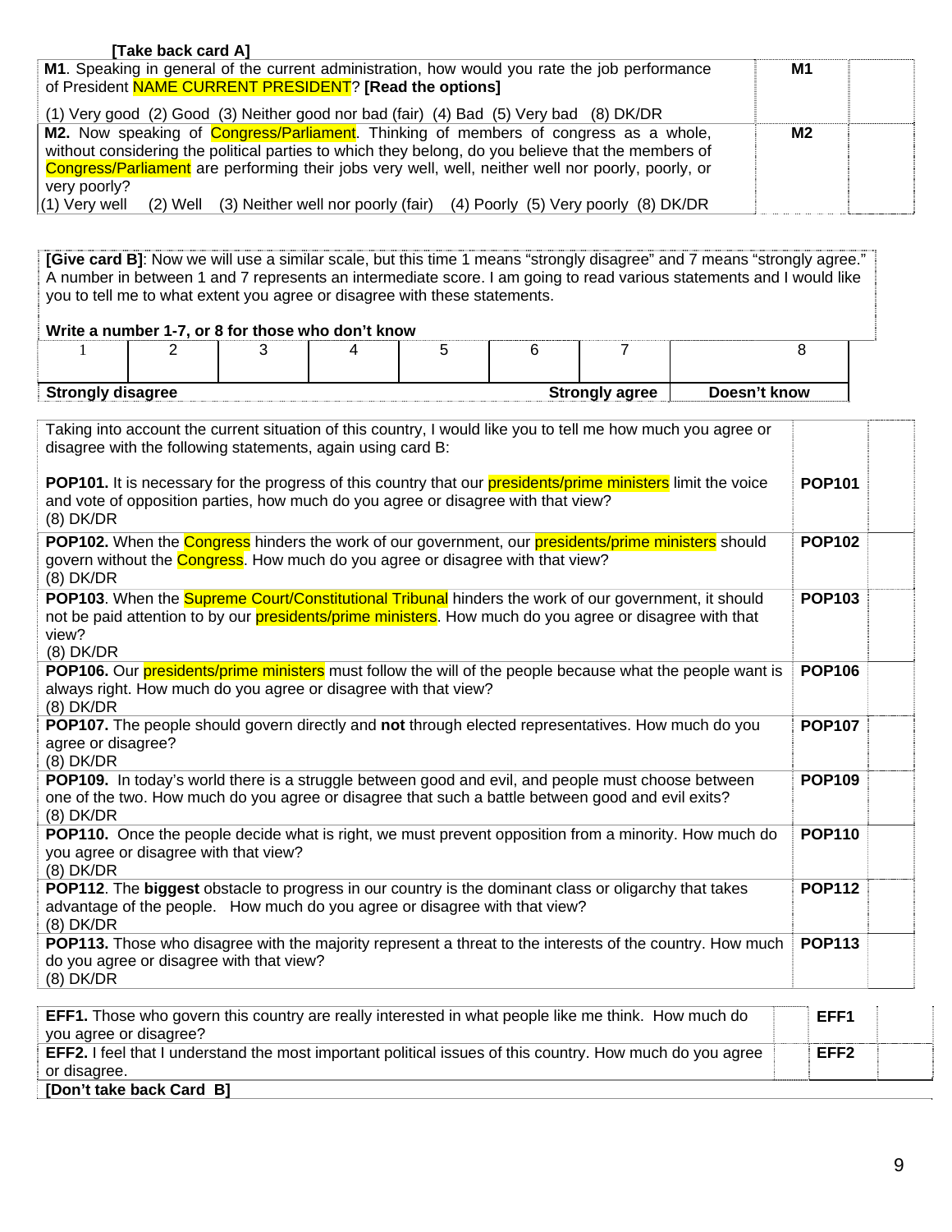**[Take back card A]**

| | | |
|---|---|---|
| **M1**. Speaking in general of the current administration, how would you rate the job performance of President NAME CURRENT PRESIDENT? **[Read the options]**<br><br>(1) Very good (2) Good (3) Neither good nor bad (fair) (4) Bad (5) Very bad (8) DK/DR | **M1** | |
| **M2.** Now speaking of Congress/Parliament. Thinking of members of congress as a whole, without considering the political parties to which they belong, do you believe that the members of Congress/Parliament are performing their jobs very well, well, neither well nor poorly, poorly, or very poorly?<br>(1) Very well (2) Well (3) Neither well nor poorly (fair) (4) Poorly (5) Very poorly (8) DK/DR | **M2** | |

**[Give card B]**: Now we will use a similar scale, but this time 1 means "strongly disagree" and 7 means "strongly agree." A number in between 1 and 7 represents an intermediate score. I am going to read various statements and I would like you to tell me to what extent you agree or disagree with these statements.

**Write a number 1-7, or 8 for those who don't know**

| 1 | 2 | 3 | 4 | 5 | 6 | 7 | 8 |
|---|---|---|---|---|---|---|---|
| **Strongly disagree** | | | | | | **Strongly agree** | **Doesn't know** |

| | | |
|---|---|---|
| Taking into account the current situation of this country, I would like you to tell me how much you agree or disagree with the following statements, again using card B:<br><br>**POP101.** It is necessary for the progress of this country that our presidents/prime ministers limit the voice and vote of opposition parties, how much do you agree or disagree with that view?<br>(8) DK/DR | **POP101** | |
| **POP102.** When the Congress hinders the work of our government, our presidents/prime ministers should govern without the Congress. How much do you agree or disagree with that view?<br>(8) DK/DR | **POP102** | |
| **POP103**. When the Supreme Court/Constitutional Tribunal hinders the work of our government, it should not be paid attention to by our presidents/prime ministers. How much do you agree or disagree with that view?<br>(8) DK/DR | **POP103** | |
| **POP106.** Our presidents/prime ministers must follow the will of the people because what the people want is always right. How much do you agree or disagree with that view?<br>(8) DK/DR | **POP106** | |
| **POP107.** The people should govern directly and **not** through elected representatives. How much do you agree or disagree?<br>(8) DK/DR | **POP107** | |
| **POP109.** In today's world there is a struggle between good and evil, and people must choose between one of the two. How much do you agree or disagree that such a battle between good and evil exits?<br>(8) DK/DR | **POP109** | |
| **POP110.** Once the people decide what is right, we must prevent opposition from a minority. How much do you agree or disagree with that view?<br>(8) DK/DR | **POP110** | |
| **POP112**. The **biggest** obstacle to progress in our country is the dominant class or oligarchy that takes advantage of the people. How much do you agree or disagree with that view?<br>(8) DK/DR | **POP112** | |
| **POP113.** Those who disagree with the majority represent a threat to the interests of the country. How much do you agree or disagree with that view?<br>(8) DK/DR | **POP113** | |

| | | |
|---|---|---|
| **EFF1.** Those who govern this country are really interested in what people like me think. How much do you agree or disagree? | **EFF1** | |
| **EFF2.** I feel that I understand the most important political issues of this country. How much do you agree or disagree. | **EFF2** | |
| **[Don't take back Card B]** | | |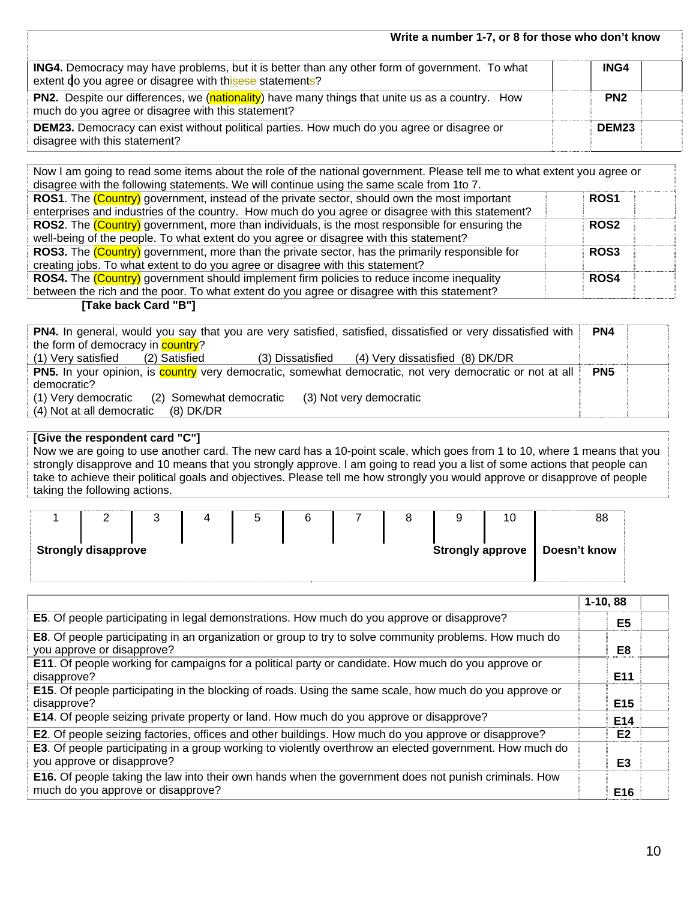| Write a number 1-7, or 8 for those who don't know | | | |
|---|---|---|---|
| **ING4.** Democracy may have problems, but it is better than any other form of government. To what extent do you agree or disagree with thisese statements? | | **ING4** | |
| **PN2.** Despite our differences, we (nationality) have many things that unite us as a country. How much do you agree or disagree with this statement? | | **PN2** | |
| **DEM23.** Democracy can exist without political parties. How much do you agree or disagree or disagree with this statement? | | **DEM23** | |

| Now I am going to read some items about the role of the national government. Please tell me to what extent you agree or disagree with the following statements. We will continue using the same scale from 1to 7. | | | |
|---|---|---|---|
| **ROS1**. The (Country) government, instead of the private sector, should own the most important enterprises and industries of the country. How much do you agree or disagree with this statement? | | **ROS1** | |
| **ROS2**. The (Country) government, more than individuals, is the most responsible for ensuring the well-being of the people. To what extent do you agree or disagree with this statement? | | **ROS2** | |
| **ROS3.** The (Country) government, more than the private sector, has the primarily responsible for creating jobs. To what extent to do you agree or disagree with this statement? | | **ROS3** | |
| **ROS4.** The (Country) government should implement firm policies to reduce income inequality between the rich and the poor. To what extent do you agree or disagree with this statement? | | **ROS4** | |

**[Take back Card "B"]**

| | | |
|---|---|---|
| **PN4.** In general, would you say that you are very satisfied, satisfied, dissatisfied or very dissatisfied with the form of democracy in country?<br>(1) Very satisfied (2) Satisfied (3) Dissatisfied (4) Very dissatisfied (8) DK/DR | **PN4** | |
| **PN5.** In your opinion, is country very democratic, somewhat democratic, not very democratic or not at all democratic?<br>(1) Very democratic (2) Somewhat democratic (3) Not very democratic<br>(4) Not at all democratic (8) DK/DR | **PN5** | |

**[Give the respondent card "C"]**
Now we are going to use another card. The new card has a 10-point scale, which goes from 1 to 10, where 1 means that you strongly disapprove and 10 means that you strongly approve. I am going to read you a list of some actions that people can take to achieve their political goals and objectives. Please tell me how strongly you would approve or disapprove of people taking the following actions.

| 1 | 2 | 3 | 4 | 5 | 6 | 7 | 8 | 9 | 10 | 88 |
|---|---|---|---|---|---|---|---|---|---|---|
| **Strongly disapprove** | | | | | | | | **Strongly approve** | | **Doesn't know** |

| | 1-10, 88 | |
|---|---|---|
| **E5**. Of people participating in legal demonstrations. How much do you approve or disapprove? | **E5** | |
| **E8**. Of people participating in an organization or group to try to solve community problems. How much do you approve or disapprove? | **E8** | |
| **E11**. Of people working for campaigns for a political party or candidate. How much do you approve or disapprove? | **E11** | |
| **E15**. Of people participating in the blocking of roads. Using the same scale, how much do you approve or disapprove? | **E15** | |
| **E14**. Of people seizing private property or land. How much do you approve or disapprove? | **E14** | |
| **E2**. Of people seizing factories, offices and other buildings. How much do you approve or disapprove? | **E2** | |
| **E3**. Of people participating in a group working to violently overthrow an elected government. How much do you approve or disapprove? | **E3** | |
| **E16.** Of people taking the law into their own hands when the government does not punish criminals. How much do you approve or disapprove? | **E16** | |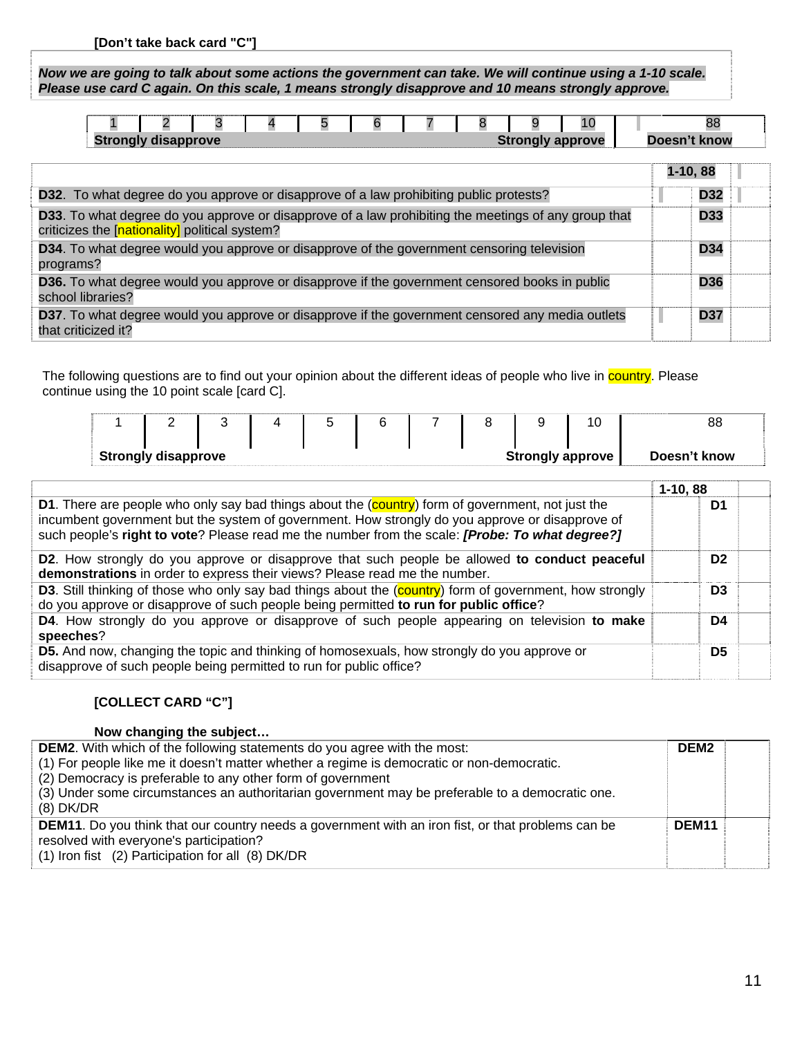**[Don't take back card "C"]**

***Now we are going to talk about some actions the government can take. We will continue using a 1-10 scale. Please use card C again. On this scale, 1 means strongly disapprove and 10 means strongly approve.***

| 1 | 2 | 3 | 4 | 5 | 6 | 7 | 8 | 9 | 10 | 88 |
|---|---|---|---|---|---|---|---|---|---|---|
| **Strongly disapprove** | | | | | | | | | **Strongly approve** | **Doesn't know** |

| | 1-10, 88 | |
|---|---|---|
| **D32**. To what degree do you approve or disapprove of a law prohibiting public protests? | **D32** | |
| **D33**. To what degree do you approve or disapprove of a law prohibiting the meetings of any group that criticizes the [nationality] political system? | **D33** | |
| **D34**. To what degree would you approve or disapprove of the government censoring television programs? | **D34** | |
| **D36.** To what degree would you approve or disapprove if the government censored books in public school libraries? | **D36** | |
| **D37**. To what degree would you approve or disapprove if the government censored any media outlets that criticized it? | **D37** | |

The following questions are to find out your opinion about the different ideas of people who live in country. Please continue using the 10 point scale [card C].

| 1 | 2 | 3 | 4 | 5 | 6 | 7 | 8 | 9 | 10 | 88 |
|---|---|---|---|---|---|---|---|---|---|---|
| **Strongly disapprove** | | | | | | | | | **Strongly approve** | **Doesn't know** |

| | 1-10, 88 | |
|---|---|---|
| **D1**. There are people who only say bad things about the (country) form of government, not just the incumbent government but the system of government. How strongly do you approve or disapprove of such people's **right to vote**? Please read me the number from the scale: ***[Probe: To what degree?]*** | **D1** | |
| **D2**. How strongly do you approve or disapprove that such people be allowed **to conduct peaceful demonstrations** in order to express their views? Please read me the number. | **D2** | |
| **D3**. Still thinking of those who only say bad things about the (country) form of government, how strongly do you approve or disapprove of such people being permitted **to run for public office**? | **D3** | |
| **D4**. How strongly do you approve or disapprove of such people appearing on television **to make speeches**? | **D4** | |
| **D5.** And now, changing the topic and thinking of homosexuals, how strongly do you approve or disapprove of such people being permitted to run for public office? | **D5** | |

**[COLLECT CARD "C"]**

**Now changing the subject…**

| | | |
|---|---|---|
| **DEM2**. With which of the following statements do you agree with the most:<br>(1) For people like me it doesn't matter whether a regime is democratic or non-democratic.<br>(2) Democracy is preferable to any other form of government<br>(3) Under some circumstances an authoritarian government may be preferable to a democratic one.<br>(8) DK/DR | **DEM2** | |
| **DEM11**. Do you think that our country needs a government with an iron fist, or that problems can be resolved with everyone's participation?<br>(1) Iron fist (2) Participation for all (8) DK/DR | **DEM11** | |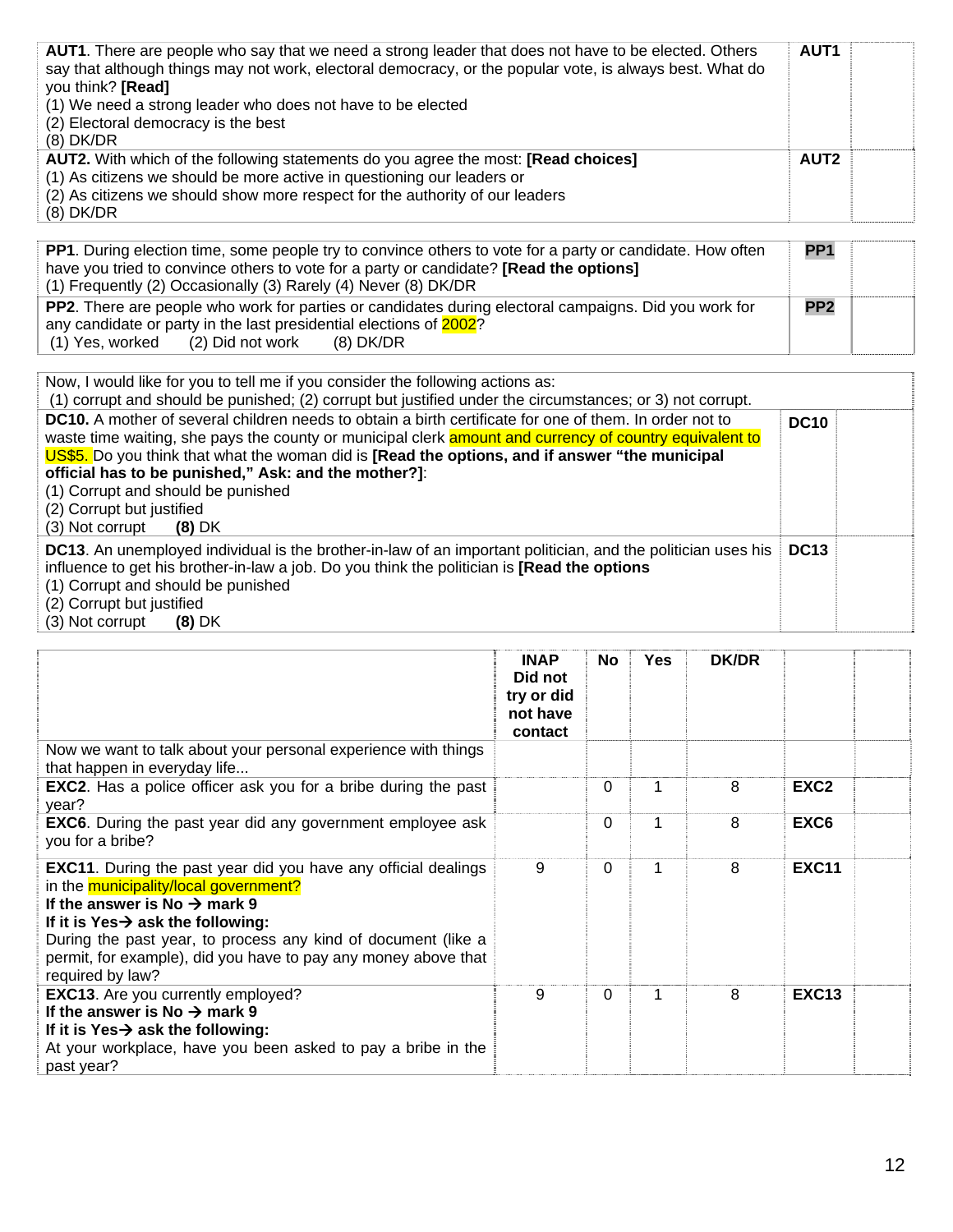| | | |
|---|---|---|
| **AUT1**. There are people who say that we need a strong leader that does not have to be elected. Others say that although things may not work, electoral democracy, or the popular vote, is always best. What do you think? **[Read]**<br>(1) We need a strong leader who does not have to be elected<br>(2) Electoral democracy is the best<br>(8) DK/DR | **AUT1** | |
| **AUT2.** With which of the following statements do you agree the most: **[Read choices]**<br>(1) As citizens we should be more active in questioning our leaders or<br>(2) As citizens we should show more respect for the authority of our leaders<br>(8) DK/DR | **AUT2** | |

| | | |
|---|---|---|
| **PP1**. During election time, some people try to convince others to vote for a party or candidate. How often have you tried to convince others to vote for a party or candidate? **[Read the options]**<br>(1) Frequently (2) Occasionally (3) Rarely (4) Never (8) DK/DR | **PP1** | |
| **PP2**. There are people who work for parties or candidates during electoral campaigns. Did you work for any candidate or party in the last presidential elections of 2002?<br>(1) Yes, worked (2) Did not work (8) DK/DR | **PP2** | |

| | | |
|---|---|---|
| Now, I would like for you to tell me if you consider the following actions as:<br>(1) corrupt and should be punished; (2) corrupt but justified under the circumstances; or 3) not corrupt. | | |
| **DC10.** A mother of several children needs to obtain a birth certificate for one of them. In order not to waste time waiting, she pays the county or municipal clerk amount and currency of country equivalent to US$5. Do you think that what the woman did is **[Read the options, and if answer "the municipal official has to be punished," Ask: and the mother?]**:<br>(1) Corrupt and should be punished<br>(2) Corrupt but justified<br>(3) Not corrupt **(8)** DK | **DC10** | |
| **DC13**. An unemployed individual is the brother-in-law of an important politician, and the politician uses his influence to get his brother-in-law a job. Do you think the politician is **[Read the options**<br>(1) Corrupt and should be punished<br>(2) Corrupt but justified<br>(3) Not corrupt **(8)** DK | **DC13** | |

| | **INAP Did not try or did not have contact** | **No** | **Yes** | **DK/DR** | | |
|---|---|---|---|---|---|---|
| Now we want to talk about your personal experience with things that happen in everyday life... | | | | | | |
| **EXC2**. Has a police officer ask you for a bribe during the past year? | | 0 | 1 | 8 | **EXC2** | |
| **EXC6**. During the past year did any government employee ask you for a bribe? | | 0 | 1 | 8 | **EXC6** | |
| **EXC11**. During the past year did you have any official dealings in the municipality/local government?<br>**If the answer is No → mark 9**<br>**If it is Yes→ ask the following:**<br>During the past year, to process any kind of document (like a permit, for example), did you have to pay any money above that required by law? | 9 | 0 | 1 | 8 | **EXC11** | |
| **EXC13**. Are you currently employed?<br>**If the answer is No → mark 9**<br>**If it is Yes→ ask the following:**<br>At your workplace, have you been asked to pay a bribe in the past year? | 9 | 0 | 1 | 8 | **EXC13** | |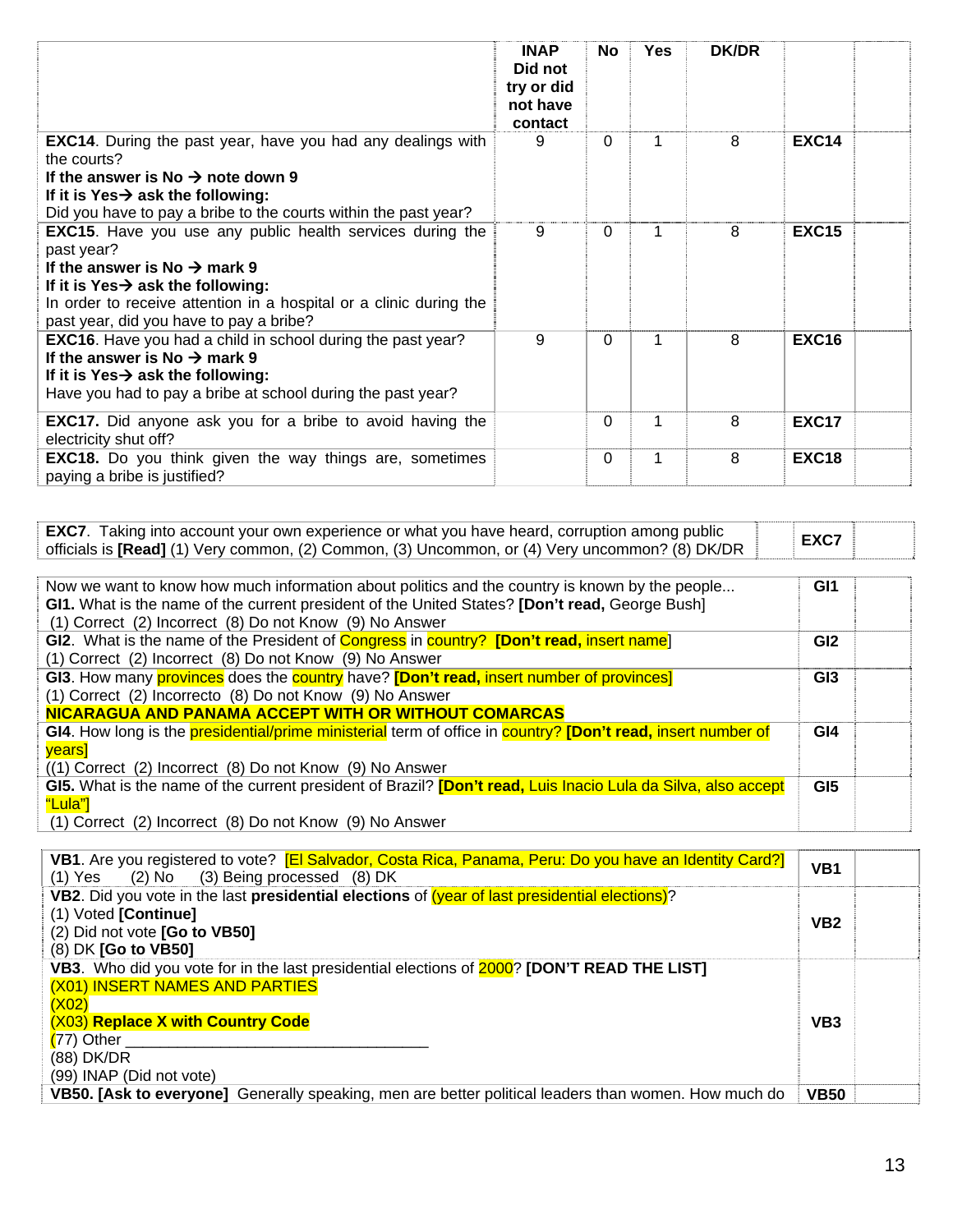| | INAP Did not try or did not have contact | No | Yes | DK/DR | | |
|---|---|---|---|---|---|---|
| **EXC14**. During the past year, have you had any dealings with the courts? **If the answer is No → note down 9** **If it is Yes→ ask the following:** Did you have to pay a bribe to the courts within the past year? | 9 | 0 | 1 | 8 | **EXC14** | |
| **EXC15**. Have you use any public health services during the past year? **If the answer is No → mark 9** **If it is Yes→ ask the following:** In order to receive attention in a hospital or a clinic during the past year, did you have to pay a bribe? | 9 | 0 | 1 | 8 | **EXC15** | |
| **EXC16**. Have you had a child in school during the past year? **If the answer is No → mark 9** **If it is Yes→ ask the following:** Have you had to pay a bribe at school during the past year? | 9 | 0 | 1 | 8 | **EXC16** | |
| **EXC17.** Did anyone ask you for a bribe to avoid having the electricity shut off? | | 0 | 1 | 8 | **EXC17** | |
| **EXC18.** Do you think given the way things are, sometimes paying a bribe is justified? | | 0 | 1 | 8 | **EXC18** | |

| | | |
|---|---|---|
| **EXC7**. Taking into account your own experience or what you have heard, corruption among public officials is **[Read]** (1) Very common, (2) Common, (3) Uncommon, or (4) Very uncommon? (8) DK/DR | **EXC7** | |

| | | |
|---|---|---|
| Now we want to know how much information about politics and the country is known by the people... **GI1.** What is the name of the current president of the United States? **[Don't read,** George Bush] (1) Correct (2) Incorrect (8) Do not Know (9) No Answer | **GI1** | |
| **GI2**. What is the name of the President of Congress in country? **[Don't read,** insert name] (1) Correct (2) Incorrect (8) Do not Know (9) No Answer | **GI2** | |
| **GI3**. How many provinces does the country have? **[Don't read,** insert number of provinces] (1) Correct (2) Incorrecto (8) Do not Know (9) No Answer **NICARAGUA AND PANAMA ACCEPT WITH OR WITHOUT COMARCAS** | **GI3** | |
| **GI4**. How long is the presidential/prime ministerial term of office in country? **[Don't read,** insert number of years] ((1) Correct (2) Incorrect (8) Do not Know (9) No Answer | **GI4** | |
| **GI5.** What is the name of the current president of Brazil? **[Don't read,** Luis Inacio Lula da Silva, also accept "Lula"] (1) Correct (2) Incorrect (8) Do not Know (9) No Answer | **GI5** | |

| | | |
|---|---|---|
| **VB1**. Are you registered to vote? [El Salvador, Costa Rica, Panama, Peru: Do you have an Identity Card?] (1) Yes (2) No (3) Being processed (8) DK | **VB1** | |
| **VB2**. Did you vote in the last **presidential elections** of (year of last presidential elections)? (1) Voted **[Continue]** (2) Did not vote **[Go to VB50]** (8) DK **[Go to VB50]** | **VB2** | |
| **VB3**. Who did you vote for in the last presidential elections of 2000? **[DON'T READ THE LIST]** (X01) INSERT NAMES AND PARTIES (X02) (X03) **Replace X with Country Code** (77) Other ___________________________________ (88) DK/DR (99) INAP (Did not vote) | **VB3** | |
| **VB50. [Ask to everyone]** Generally speaking, men are better political leaders than women. How much do | **VB50** | |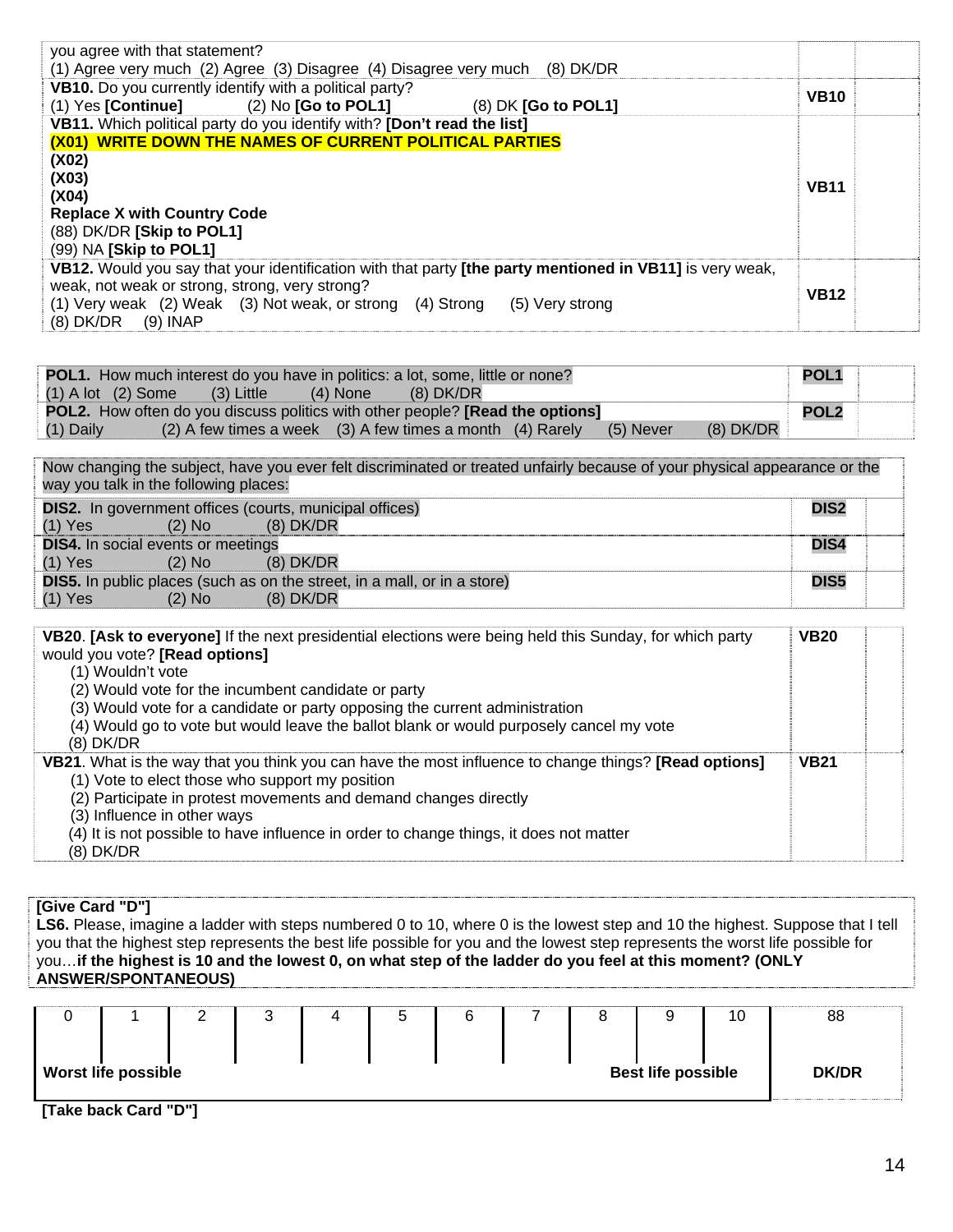| | | |
|---|---|---|
| you agree with that statement?<br>(1) Agree very much (2) Agree (3) Disagree (4) Disagree very much (8) DK/DR | | |
| **VB10.** Do you currently identify with a political party?<br>(1) Yes **[Continue]** (2) No **[Go to POL1]** (8) DK **[Go to POL1]** | **VB10** | |
| **VB11.** Which political party do you identify with? **[Don't read the list]**<br>**(X01) WRITE DOWN THE NAMES OF CURRENT POLITICAL PARTIES**<br>**(X02)**<br>**(X03)**<br>**(X04)**<br>**Replace X with Country Code**<br>(88) DK/DR **[Skip to POL1]**<br>(99) NA **[Skip to POL1]** | **VB11** | |
| **VB12.** Would you say that your identification with that party **[the party mentioned in VB11]** is very weak, weak, not weak or strong, strong, very strong?<br>(1) Very weak (2) Weak (3) Not weak, or strong (4) Strong (5) Very strong<br>(8) DK/DR (9) INAP | **VB12** | |

| | | |
|---|---|---|
| **POL1.** How much interest do you have in politics: a lot, some, little or none?<br>(1) A lot (2) Some (3) Little (4) None (8) DK/DR | **POL1** | |
| **POL2.** How often do you discuss politics with other people? **[Read the options]**<br>(1) Daily (2) A few times a week (3) A few times a month (4) Rarely (5) Never (8) DK/DR | **POL2** | |

| | | |
|---|---|---|
| Now changing the subject, have you ever felt discriminated or treated unfairly because of your physical appearance or the way you talk in the following places: | | |
| **DIS2.** In government offices (courts, municipal offices)<br>(1) Yes (2) No (8) DK/DR | **DIS2** | |
| **DIS4.** In social events or meetings<br>(1) Yes (2) No (8) DK/DR | **DIS4** | |
| **DIS5.** In public places (such as on the street, in a mall, or in a store)<br>(1) Yes (2) No (8) DK/DR | **DIS5** | |

| | | |
|---|---|---|
| **VB20. [Ask to everyone]** If the next presidential elections were being held this Sunday, for which party would you vote? **[Read options]**<br>(1) Wouldn't vote<br>(2) Would vote for the incumbent candidate or party<br>(3) Would vote for a candidate or party opposing the current administration<br>(4) Would go to vote but would leave the ballot blank or would purposely cancel my vote<br>(8) DK/DR | **VB20** | |
| **VB21**. What is the way that you think you can have the most influence to change things? **[Read options]**<br>(1) Vote to elect those who support my position<br>(2) Participate in protest movements and demand changes directly<br>(3) Influence in other ways<br>(4) It is not possible to have influence in order to change things, it does not matter<br>(8) DK/DR | **VB21** | |

**[Give Card "D"]**
**LS6.** Please, imagine a ladder with steps numbered 0 to 10, where 0 is the lowest step and 10 the highest. Suppose that I tell you that the highest step represents the best life possible for you and the lowest step represents the worst life possible for you…**if the highest is 10 and the lowest 0, on what step of the ladder do you feel at this moment? (ONLY ANSWER/SPONTANEOUS)**

| 0 | 1 | 2 | 3 | 4 | 5 | 6 | 7 | 8 | 9 | 10 | 88 |
|---|---|---|---|---|---|---|---|---|---|---|---|
| **Worst life possible** | | | | | | | | **Best life possible** | | | **DK/DR** |

**[Take back Card "D"]**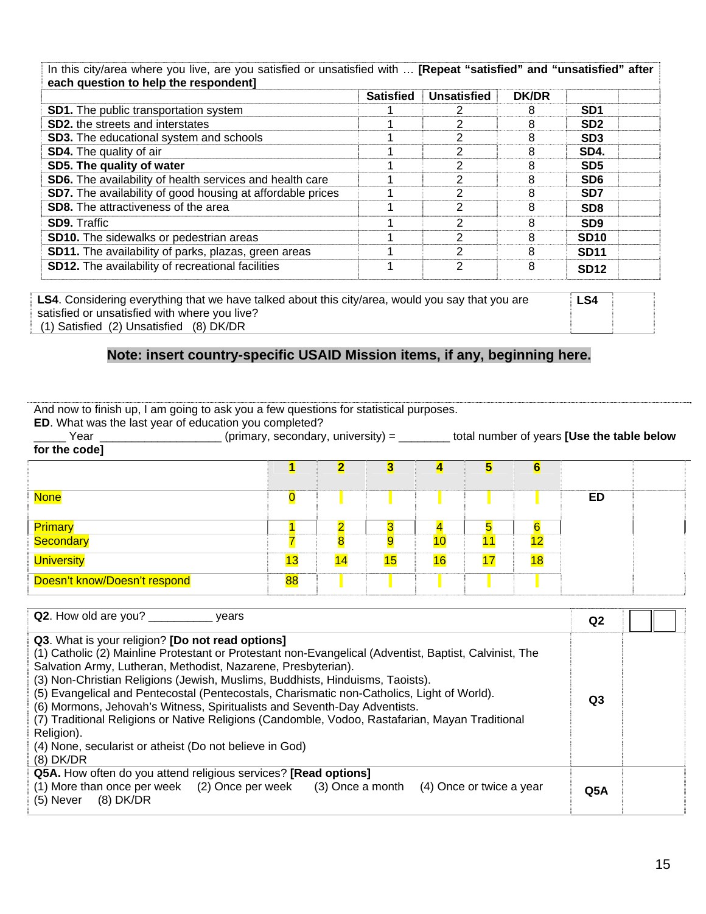| In this city/area where you live, are you satisfied or unsatisfied with … **[Repeat "satisfied" and "unsatisfied" after each question to help the respondent]** | | | | |
|---|---|---|---|---|
| | **Satisfied** | **Unsatisfied** | **DK/DR** | |
| **SD1.** The public transportation system | 1 | 2 | 8 | **SD1** |
| **SD2.** the streets and interstates | 1 | 2 | 8 | **SD2** |
| **SD3.** The educational system and schools | 1 | 2 | 8 | **SD3** |
| **SD4.** The quality of air | 1 | 2 | 8 | **SD4.** |
| **SD5. The quality of water** | 1 | 2 | 8 | **SD5** |
| **SD6.** The availability of health services and health care | 1 | 2 | 8 | **SD6** |
| **SD7.** The availability of good housing at affordable prices | 1 | 2 | 8 | **SD7** |
| **SD8.** The attractiveness of the area | 1 | 2 | 8 | **SD8** |
| **SD9.** Traffic | 1 | 2 | 8 | **SD9** |
| **SD10.** The sidewalks or pedestrian areas | 1 | 2 | 8 | **SD10** |
| **SD11.** The availability of parks, plazas, green areas | 1 | 2 | 8 | **SD11** |
| **SD12.** The availability of recreational facilities | 1 | 2 | 8 | **SD12** |

| | |
|---|---|
| **LS4**. Considering everything that we have talked about this city/area, would you say that you are satisfied or unsatisfied with where you live?<br>(1) Satisfied (2) Unsatisfied (8) DK/DR | **LS4** |

**Note: insert country-specific USAID Mission items, if any, beginning here.**

And now to finish up, I am going to ask you a few questions for statistical purposes.

**ED**. What was the last year of education you completed?

_____ Year __________________ (primary, secondary, university) = ________ total number of years **[Use the table below for the code]**

| | 1 | 2 | 3 | 4 | 5 | 6 | |
|---|---|---|---|---|---|---|---|
| None | 0 | | | | | | **ED** |
| Primary | 1 | 2 | 3 | 4 | 5 | 6 | |
| Secondary | 7 | 8 | 9 | 10 | 11 | 12 | |
| University | 13 | 14 | 15 | 16 | 17 | 18 | |
| Doesn't know/Doesn't respond | 88 | | | | | | |

| | |
|---|---|
| **Q2**. How old are you? __________ years | **Q2** |
| **Q3**. What is your religion? **[Do not read options]**<br>(1) Catholic (2) Mainline Protestant or Protestant non-Evangelical (Adventist, Baptist, Calvinist, The Salvation Army, Lutheran, Methodist, Nazarene, Presbyterian).<br>(3) Non-Christian Religions (Jewish, Muslims, Buddhists, Hinduisms, Taoists).<br>(5) Evangelical and Pentecostal (Pentecostals, Charismatic non-Catholics, Light of World).<br>(6) Mormons, Jehovah's Witness, Spiritualists and Seventh-Day Adventists.<br>(7) Traditional Religions or Native Religions (Candomble, Vodoo, Rastafarian, Mayan Traditional Religion).<br>(4) None, secularist or atheist (Do not believe in God)<br>(8) DK/DR | **Q3** |
| **Q5A.** How often do you attend religious services? **[Read options]**<br>(1) More than once per week (2) Once per week (3) Once a month (4) Once or twice a year<br>(5) Never (8) DK/DR | **Q5A** |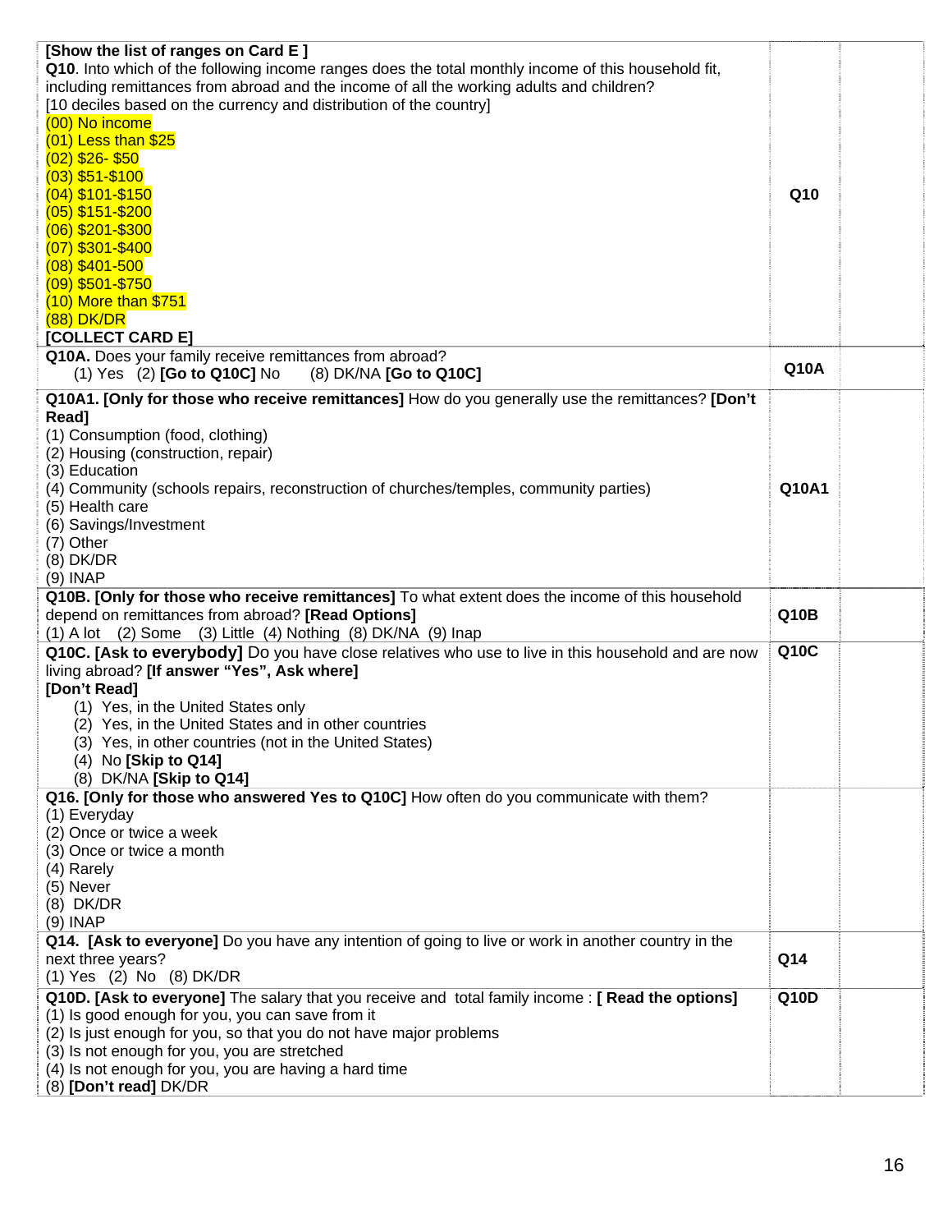| | | |
|---|---|---|
| **[Show the list of ranges on Card E ]**<br>**Q10**. Into which of the following income ranges does the total monthly income of this household fit, including remittances from abroad and the income of all the working adults and children?<br>[10 deciles based on the currency and distribution of the country]<br>(00) No income<br>(01) Less than $25<br>(02) $26- $50<br>(03) $51-$100<br>(04) $101-$150<br>(05) $151-$200<br>(06) $201-$300<br>(07) $301-$400<br>(08) $401-500<br>(09) $501-$750<br>(10) More than $751<br>(88) DK/DR<br>**[COLLECT CARD E]** | **Q10** | |
| **Q10A.** Does your family receive remittances from abroad?<br>(1) Yes (2) **[Go to Q10C]** No (8) DK/NA **[Go to Q10C]** | **Q10A** | |
| **Q10A1. [Only for those who receive remittances]** How do you generally use the remittances? **[Don't Read]**<br>(1) Consumption (food, clothing)<br>(2) Housing (construction, repair)<br>(3) Education<br>(4) Community (schools repairs, reconstruction of churches/temples, community parties)<br>(5) Health care<br>(6) Savings/Investment<br>(7) Other<br>(8) DK/DR<br>(9) INAP | **Q10A1** | |
| **Q10B. [Only for those who receive remittances]** To what extent does the income of this household depend on remittances from abroad? **[Read Options]**<br>(1) A lot (2) Some (3) Little (4) Nothing (8) DK/NA (9) Inap | **Q10B** | |
| **Q10C. [Ask to everybody]** Do you have close relatives who use to live in this household and are now living abroad? **[If answer "Yes", Ask where]**<br>**[Don't Read]**<br>(1) Yes, in the United States only<br>(2) Yes, in the United States and in other countries<br>(3) Yes, in other countries (not in the United States)<br>(4) No **[Skip to Q14]**<br>(8) DK/NA **[Skip to Q14]** | **Q10C** | |
| **Q16. [Only for those who answered Yes to Q10C]** How often do you communicate with them?<br>(1) Everyday<br>(2) Once or twice a week<br>(3) Once or twice a month<br>(4) Rarely<br>(5) Never<br>(8) DK/DR<br>(9) INAP | | |
| **Q14. [Ask to everyone]** Do you have any intention of going to live or work in another country in the next three years?<br>(1) Yes (2) No (8) DK/DR | **Q14** | |
| **Q10D. [Ask to everyone]** The salary that you receive and total family income : **[ Read the options]**<br>(1) Is good enough for you, you can save from it<br>(2) Is just enough for you, so that you do not have major problems<br>(3) Is not enough for you, you are stretched<br>(4) Is not enough for you, you are having a hard time<br>(8) **[Don't read]** DK/DR | **Q10D** | |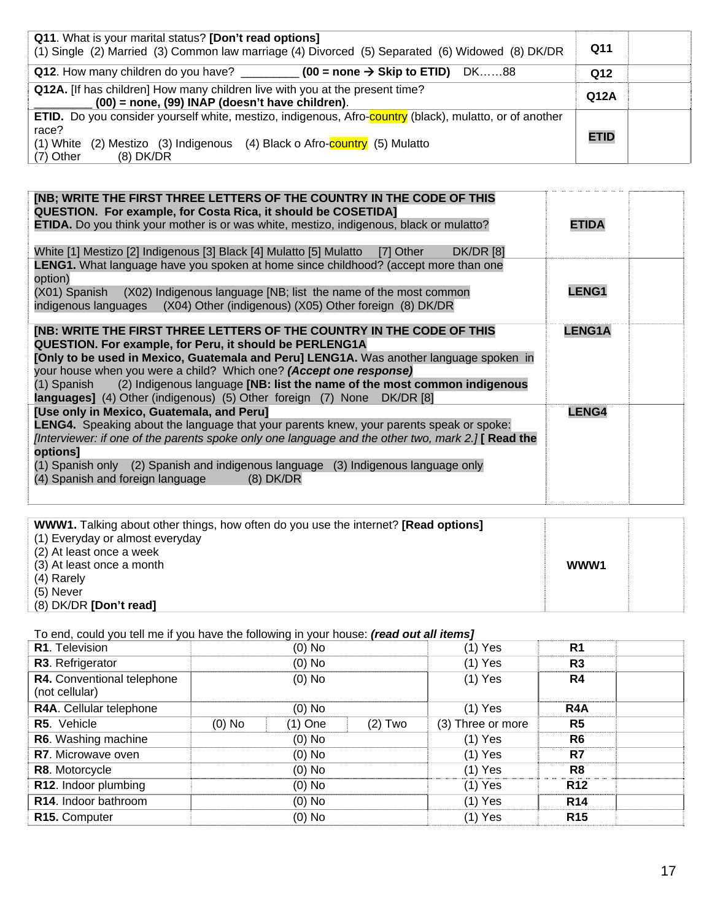| | | |
|---|---|---|
| **Q11**. What is your marital status? **[Don't read options]**<br>(1) Single (2) Married (3) Common law marriage (4) Divorced (5) Separated (6) Widowed (8) DK/DR | **Q11** | |
| **Q12**. How many children do you have? _________ **(00 = none → Skip to ETID)** DK……88 | **Q12** | |
| **Q12A.** [If has children] How many children live with you at the present time?<br>_________ **(00) = none, (99) INAP (doesn't have children)**. | **Q12A** | |
| **ETID.** Do you consider yourself white, mestizo, indigenous, Afro-country (black), mulatto, or of another race?<br>(1) White (2) Mestizo (3) Indigenous (4) Black o Afro-country (5) Mulatto<br>(7) Other (8) DK/DR | **ETID** | |

| | | |
|---|---|---|
| **[NB; WRITE THE FIRST THREE LETTERS OF THE COUNTRY IN THE CODE OF THIS QUESTION. For example, for Costa Rica, it should be COSETIDA]**<br>**ETIDA.** Do you think your mother is or was white, mestizo, indigenous, black or mulatto?<br><br>White [1] Mestizo [2] Indigenous [3] Black [4] Mulatto [5] Mulatto [7] Other DK/DR [8] | **ETIDA** | |
| **LENG1.** What language have you spoken at home since childhood? (accept more than one option)<br>(X01) Spanish (X02) Indigenous language [NB; list the name of the most common indigenous languages] (X04) Other (indigenous) (X05) Other foreign (8) DK/DR | **LENG1** | |
| **[NB: WRITE THE FIRST THREE LETTERS OF THE COUNTRY IN THE CODE OF THIS QUESTION. For example, for Peru, it should be PERLENG1A**<br>**[Only to be used in Mexico, Guatemala and Peru] LENG1A.** Was another language spoken in your house when you were a child? Which one? ***(Accept one response)***<br>(1) Spanish (2) Indigenous language **[NB: list the name of the most common indigenous languages]** (4) Other (indigenous) (5) Other foreign (7) None DK/DR [8] | **LENG1A** | |
| **[Use only in Mexico, Guatemala, and Peru]**<br>**LENG4.** Speaking about the language that your parents knew, your parents speak or spoke: *[Interviewer: if one of the parents spoke only one language and the other two, mark 2.]* **[ Read the options]**<br>(1) Spanish only (2) Spanish and indigenous language (3) Indigenous language only<br>(4) Spanish and foreign language (8) DK/DR | **LENG4** | |

| | | |
|---|---|---|
| **WWW1.** Talking about other things, how often do you use the internet? **[Read options]**<br>(1) Everyday or almost everyday<br>(2) At least once a week<br>(3) At least once a month<br>(4) Rarely<br>(5) Never<br>(8) DK/DR **[Don't read]** | **WWW1** | |

To end, could you tell me if you have the following in your house: ***(read out all items]***

| | | | | | | |
|---|---|---|---|---|---|---|
| **R1**. Television | (0) No | | | (1) Yes | **R1** | |
| **R3**. Refrigerator | (0) No | | | (1) Yes | **R3** | |
| **R4.** Conventional telephone (not cellular) | (0) No | | | (1) Yes | **R4** | |
| **R4A**. Cellular telephone | (0) No | | | (1) Yes | **R4A** | |
| **R5**. Vehicle | (0) No | (1) One | (2) Two | (3) Three or more | **R5** | |
| **R6**. Washing machine | (0) No | | | (1) Yes | **R6** | |
| **R7**. Microwave oven | (0) No | | | (1) Yes | **R7** | |
| **R8**. Motorcycle | (0) No | | | (1) Yes | **R8** | |
| **R12**. Indoor plumbing | (0) No | | | (1) Yes | **R12** | |
| **R14**. Indoor bathroom | (0) No | | | (1) Yes | **R14** | |
| **R15.** Computer | (0) No | | | (1) Yes | **R15** | |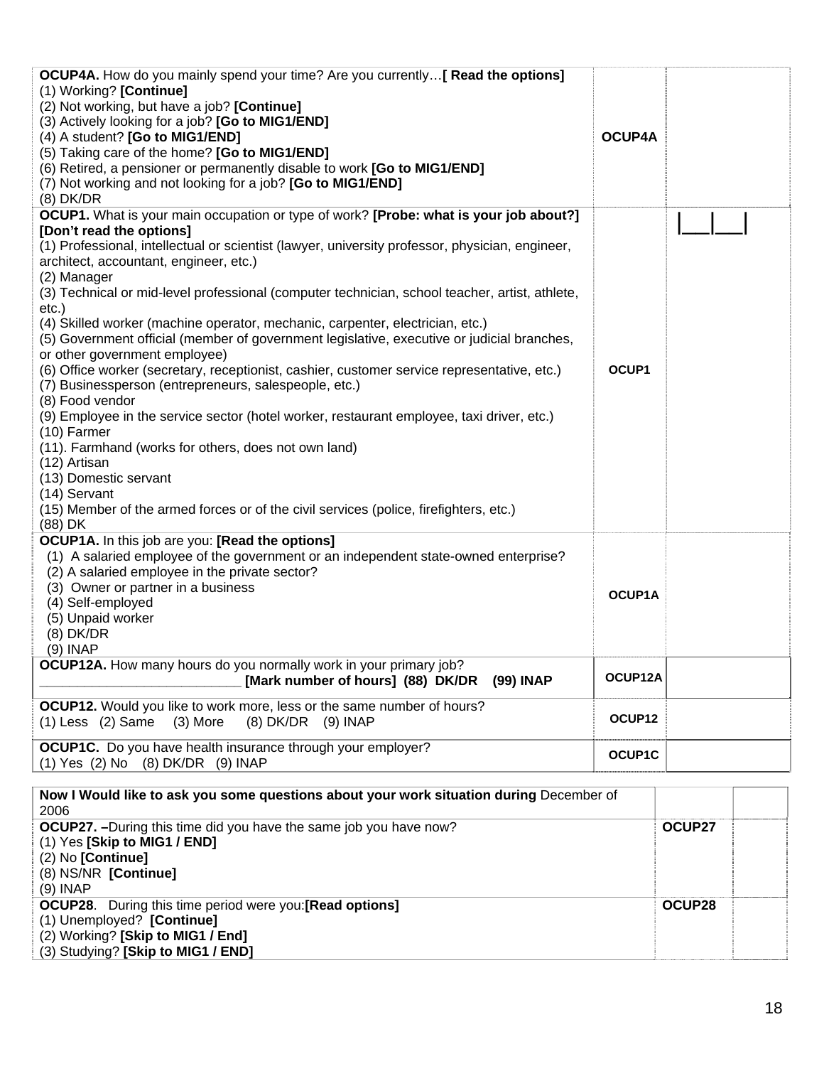| | | |
|---|---|---|
| **OCUP4A.** How do you mainly spend your time? Are you currently…**[ Read the options]**<br>(1) Working? **[Continue]**<br>(2) Not working, but have a job? **[Continue]**<br>(3) Actively looking for a job? **[Go to MIG1/END]**<br>(4) A student? **[Go to MIG1/END]**<br>(5) Taking care of the home? **[Go to MIG1/END]**<br>(6) Retired, a pensioner or permanently disable to work **[Go to MIG1/END]**<br>(7) Not working and not looking for a job? **[Go to MIG1/END]**<br>(8) DK/DR | **OCUP4A** | |
| **OCUP1.** What is your main occupation or type of work? **[Probe: what is your job about?]** **[Don't read the options]**<br>(1) Professional, intellectual or scientist (lawyer, university professor, physician, engineer, architect, accountant, engineer, etc.)<br>(2) Manager<br>(3) Technical or mid-level professional (computer technician, school teacher, artist, athlete, etc.)<br>(4) Skilled worker (machine operator, mechanic, carpenter, electrician, etc.)<br>(5) Government official (member of government legislative, executive or judicial branches, or other government employee)<br>(6) Office worker (secretary, receptionist, cashier, customer service representative, etc.)<br>(7) Businessperson (entrepreneurs, salespeople, etc.)<br>(8) Food vendor<br>(9) Employee in the service sector (hotel worker, restaurant employee, taxi driver, etc.)<br>(10) Farmer<br>(11). Farmhand (works for others, does not own land)<br>(12) Artisan<br>(13) Domestic servant<br>(14) Servant<br>(15) Member of the armed forces or of the civil services (police, firefighters, etc.)<br>(88) DK | **OCUP1** | \|\_\_\_\|\_\_\_\| |
| **OCUP1A.** In this job are you: **[Read the options]**<br>(1) A salaried employee of the government or an independent state-owned enterprise?<br>(2) A salaried employee in the private sector?<br>(3) Owner or partner in a business<br>(4) Self-employed<br>(5) Unpaid worker<br>(8) DK/DR<br>(9) INAP | **OCUP1A** | |
| **OCUP12A.** How many hours do you normally work in your primary job?<br>\_\_\_\_\_\_\_\_\_\_\_\_\_\_\_\_\_\_\_\_\_\_\_\_\_\_ **[Mark number of hours] (88) DK/DR (99) INAP** | **OCUP12A** | |
| **OCUP12.** Would you like to work more, less or the same number of hours?<br>(1) Less (2) Same (3) More (8) DK/DR (9) INAP | **OCUP12** | |
| **OCUP1C.** Do you have health insurance through your employer?<br>(1) Yes (2) No (8) DK/DR (9) INAP | **OCUP1C** | |

| | | |
|---|---|---|
| **Now I Would like to ask you some questions about your work situation during** December of 2006 | | |
| **OCUP27. –**During this time did you have the same job you have now?<br>(1) Yes **[Skip to MIG1 / END]**<br>(2) No **[Continue]**<br>(8) NS/NR **[Continue]**<br>(9) INAP | **OCUP27** | |
| **OCUP28**. During this time period were you:**[Read options]**<br>(1) Unemployed? **[Continue]**<br>(2) Working? **[Skip to MIG1 / End]**<br>(3) Studying? **[Skip to MIG1 / END]** | **OCUP28** | |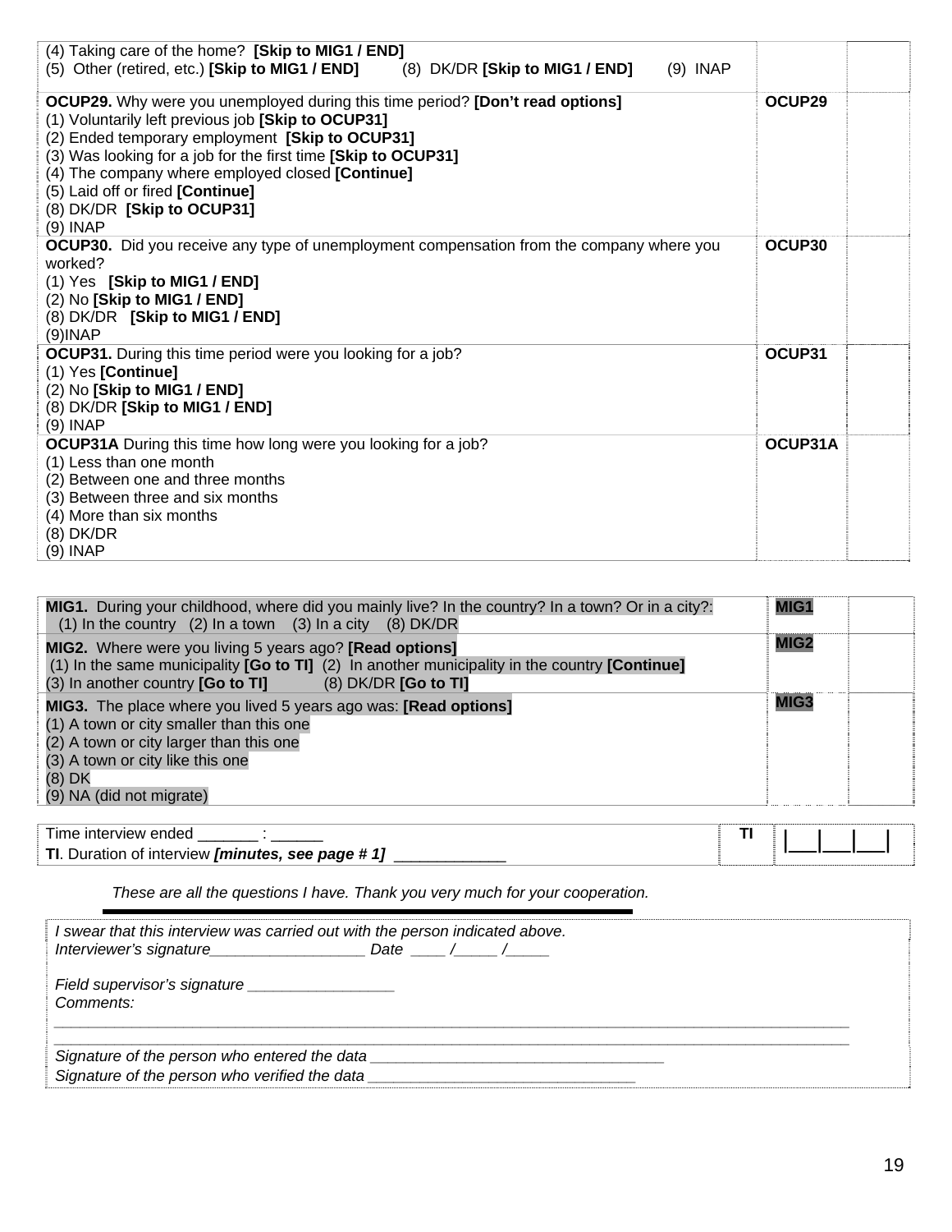| | | |
|---|---|---|
| (4) Taking care of the home? **[Skip to MIG1 / END]**<br>(5) Other (retired, etc.) **[Skip to MIG1 / END]** (8) DK/DR **[Skip to MIG1 / END]** (9) INAP | | |
| **OCUP29.** Why were you unemployed during this time period? **[Don't read options]**<br>(1) Voluntarily left previous job **[Skip to OCUP31]**<br>(2) Ended temporary employment **[Skip to OCUP31]**<br>(3) Was looking for a job for the first time **[Skip to OCUP31]**<br>(4) The company where employed closed **[Continue]**<br>(5) Laid off or fired **[Continue]**<br>(8) DK/DR **[Skip to OCUP31]**<br>(9) INAP | **OCUP29** | |
| **OCUP30.** Did you receive any type of unemployment compensation from the company where you worked?<br>(1) Yes **[Skip to MIG1 / END]**<br>(2) No **[Skip to MIG1 / END]**<br>(8) DK/DR **[Skip to MIG1 / END]**<br>(9)INAP | **OCUP30** | |
| **OCUP31.** During this time period were you looking for a job?<br>(1) Yes **[Continue]**<br>(2) No **[Skip to MIG1 / END]**<br>(8) DK/DR **[Skip to MIG1 / END]**<br>(9) INAP | **OCUP31** | |
| **OCUP31A** During this time how long were you looking for a job?<br>(1) Less than one month<br>(2) Between one and three months<br>(3) Between three and six months<br>(4) More than six months<br>(8) DK/DR<br>(9) INAP | **OCUP31A** | |

| | | |
|---|---|---|
| **MIG1.** During your childhood, where did you mainly live? In the country? In a town? Or in a city?:<br>(1) In the country (2) In a town (3) In a city (8) DK/DR | **MIG1** | |
| **MIG2.** Where were you living 5 years ago? **[Read options]**<br>(1) In the same municipality **[Go to TI]** (2) In another municipality in the country **[Continue]**<br>(3) In another country **[Go to TI]** (8) DK/DR **[Go to TI]** | **MIG2** | |
| **MIG3.** The place where you lived 5 years ago was: **[Read options]**<br>(1) A town or city smaller than this one<br>(2) A town or city larger than this one<br>(3) A town or city like this one<br>(8) DK<br>(9) NA (did not migrate) | **MIG3** | |

| | | |
|---|---|---|
| Time interview ended _______ : ______<br>**TI**. Duration of interview ***[minutes, see page # 1]*** _____________ | **TI** | \|___\|___\|___\| |

*These are all the questions I have. Thank you very much for your cooperation.*

*I swear that this interview was carried out with the person indicated above.*
*Interviewer's signature__________________ Date ____ /_____ /_____*

*Field supervisor's signature _________________*
*Comments:*

_____________________________________________________________________________________________

_____________________________________________________________________________________________

*Signature of the person who entered the data __________________________________*
*Signature of the person who verified the data ________________________________*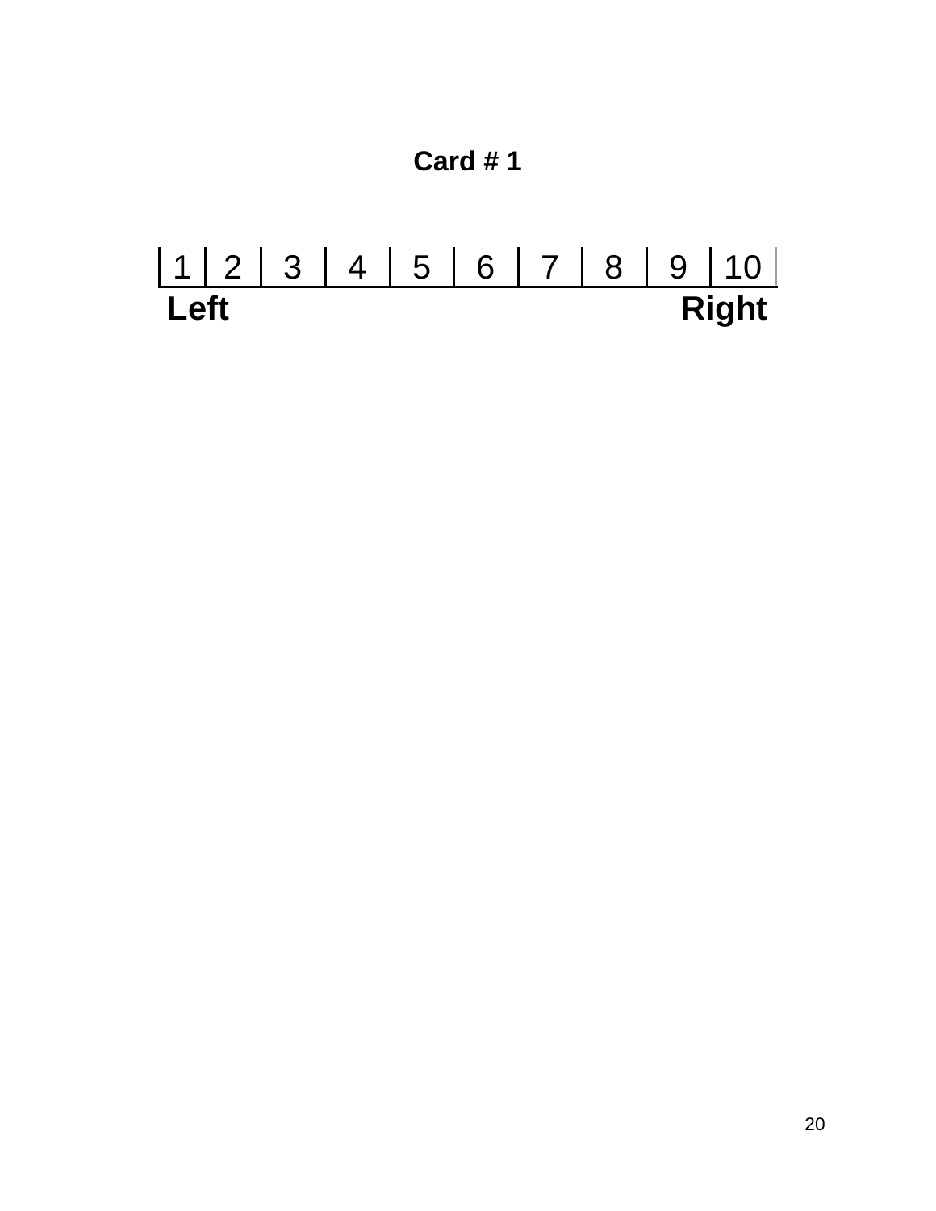**Card # 1**

| 1 | 2 | 3 | 4 | 5 | 6 | 7 | 8 | 9 | 10 |
|---|---|---|---|---|---|---|---|---|---|

**Left** **Right**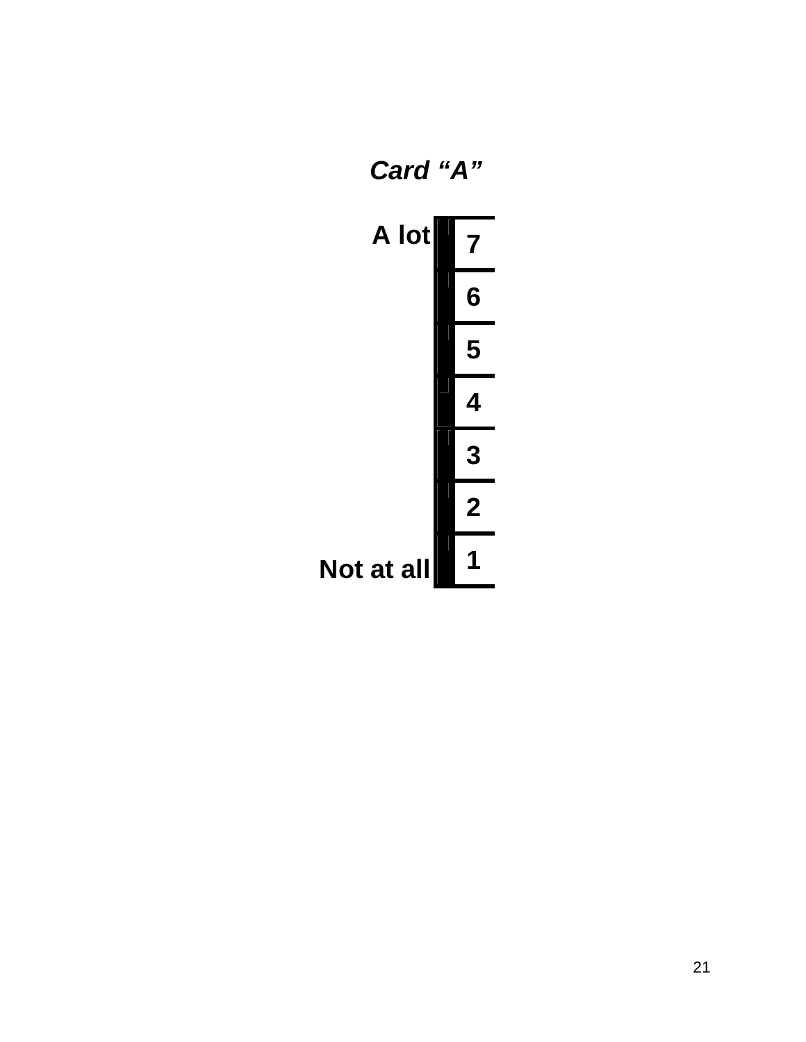***Card "A"***

| | |
|---|---|
| **A lot** | **7** |
| | **6** |
| | **5** |
| | **4** |
| | **3** |
| | **2** |
| **Not at all** | **1** |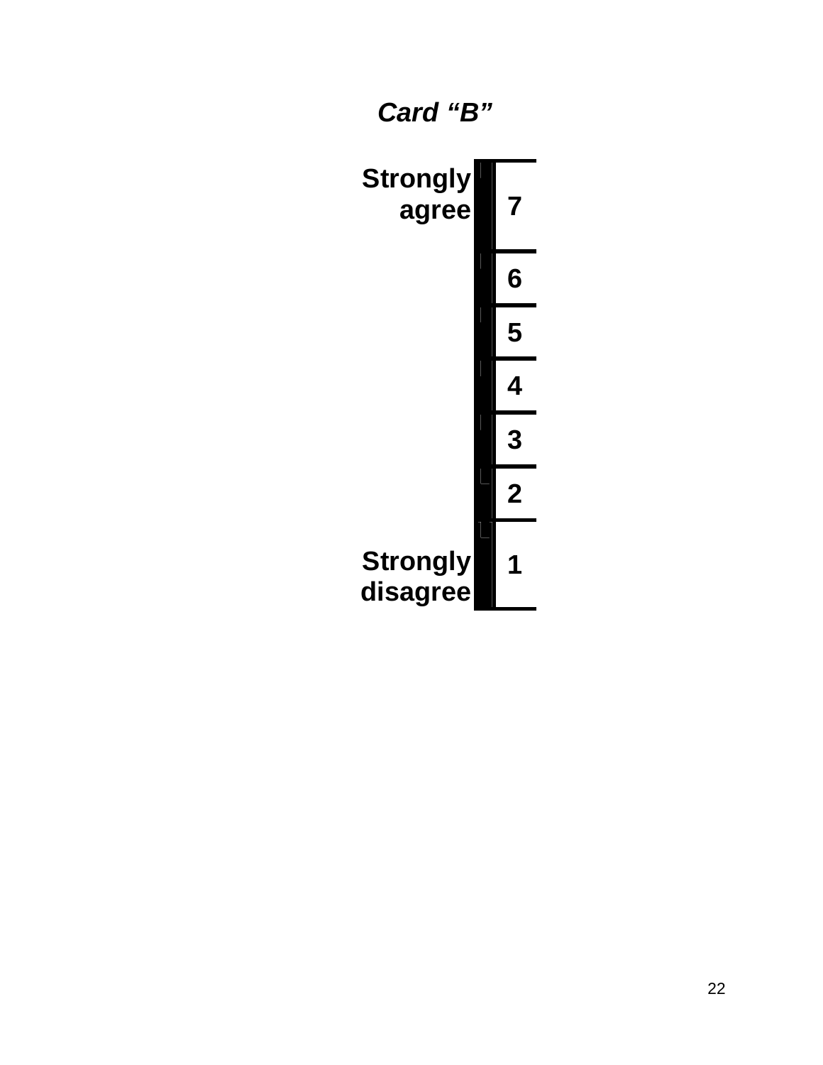***Card "B"***

| | |
|---|---|
| **Strongly agree** | **7** |
| | **6** |
| | **5** |
| | **4** |
| | **3** |
| | **2** |
| **Strongly disagree** | **1** |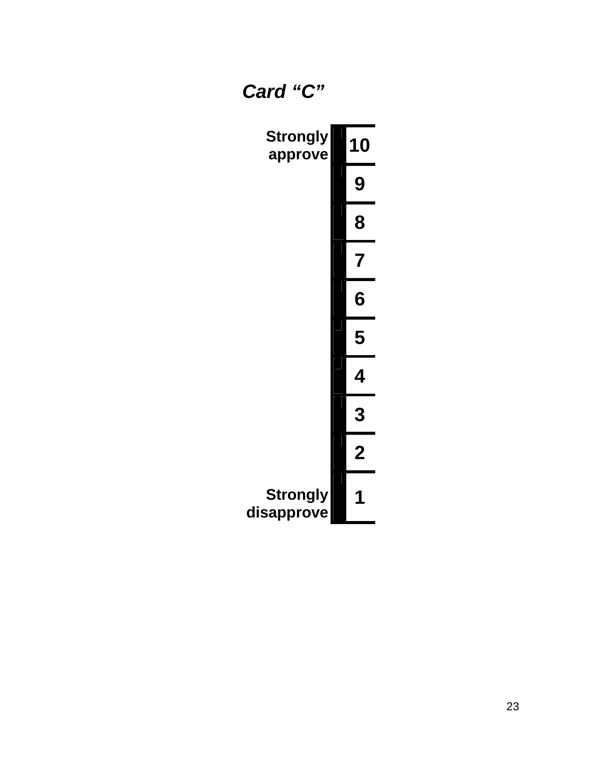***Card "C"***

| | |
|---|---|
| **Strongly approve** | **10** |
| | **9** |
| | **8** |
| | **7** |
| | **6** |
| | **5** |
| | **4** |
| | **3** |
| | **2** |
| **Strongly disapprove** | **1** |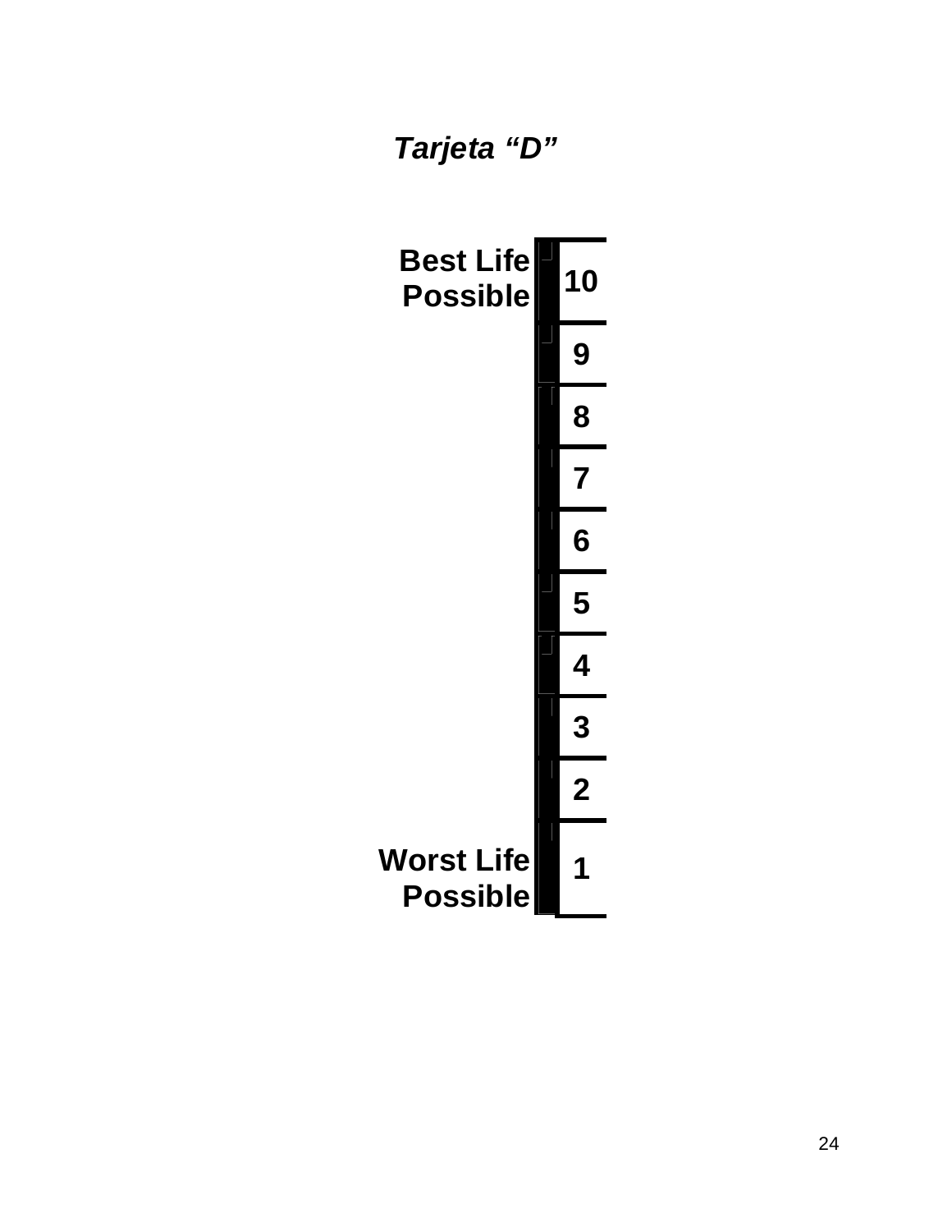## *Tarjeta "D"*

| | |
|---|---|
| **Best Life Possible** | **10** |
| | **9** |
| | **8** |
| | **7** |
| | **6** |
| | **5** |
| | **4** |
| | **3** |
| | **2** |
| **Worst Life Possible** | **1** |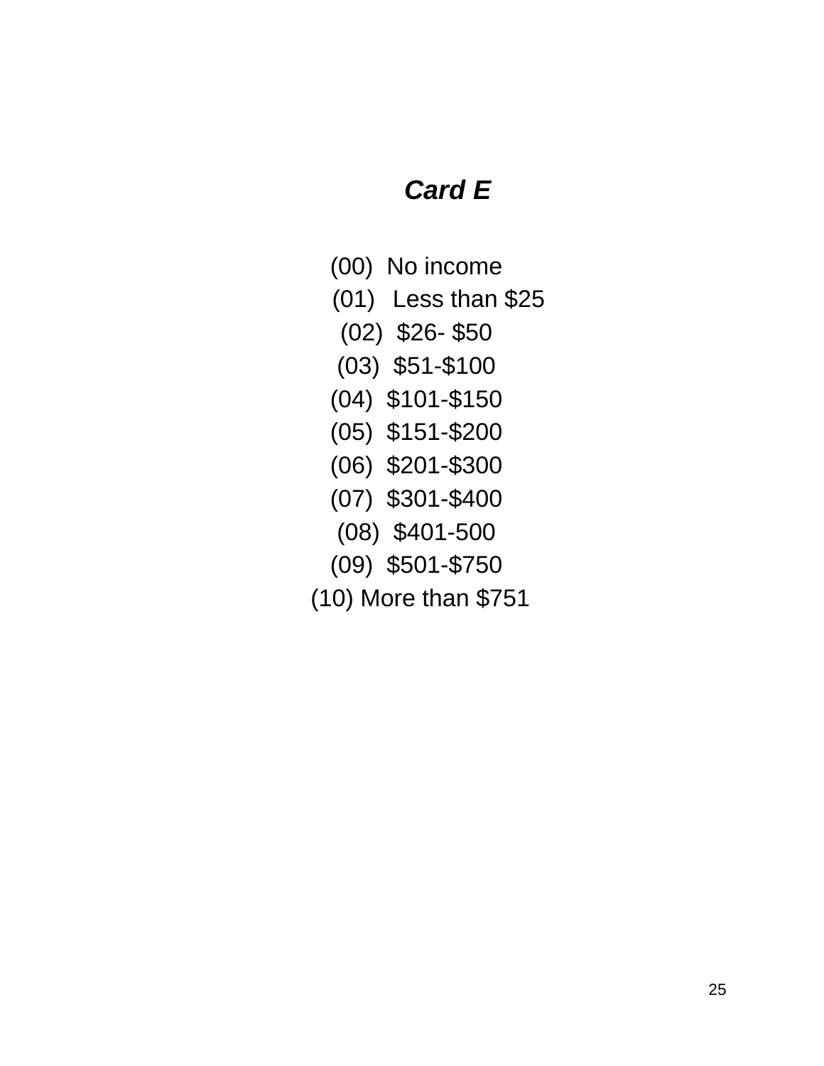## ***Card E***

(00) No income

(01) Less than $25

(02) $26- $50

(03) $51-$100

(04) $101-$150

(05) $151-$200

(06) $201-$300

(07) $301-$400

(08) $401-500

(09) $501-$750

(10) More than $751